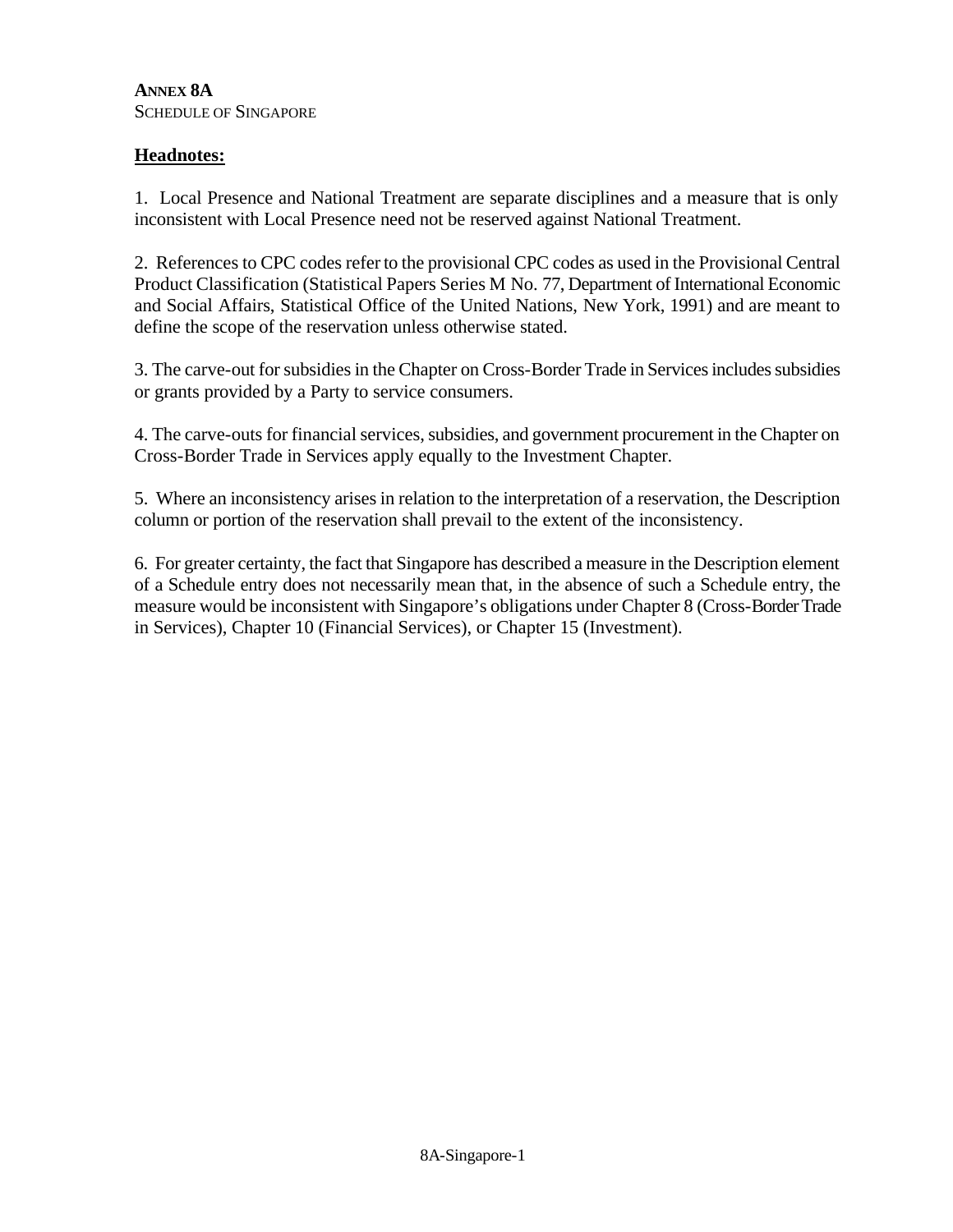**ANNEX 8A**
SCHEDULE OF SINGAPORE

**Headnotes:**

1. Local Presence and National Treatment are separate disciplines and a measure that is only inconsistent with Local Presence need not be reserved against National Treatment.

2. References to CPC codes refer to the provisional CPC codes as used in the Provisional Central Product Classification (Statistical Papers Series M No. 77, Department of International Economic and Social Affairs, Statistical Office of the United Nations, New York, 1991) and are meant to define the scope of the reservation unless otherwise stated.

3. The carve-out for subsidies in the Chapter on Cross-Border Trade in Services includes subsidies or grants provided by a Party to service consumers.

4. The carve-outs for financial services, subsidies, and government procurement in the Chapter on Cross-Border Trade in Services apply equally to the Investment Chapter.

5. Where an inconsistency arises in relation to the interpretation of a reservation, the Description column or portion of the reservation shall prevail to the extent of the inconsistency.

6. For greater certainty, the fact that Singapore has described a measure in the Description element of a Schedule entry does not necessarily mean that, in the absence of such a Schedule entry, the measure would be inconsistent with Singapore's obligations under Chapter 8 (Cross-Border Trade in Services), Chapter 10 (Financial Services), or Chapter 15 (Investment).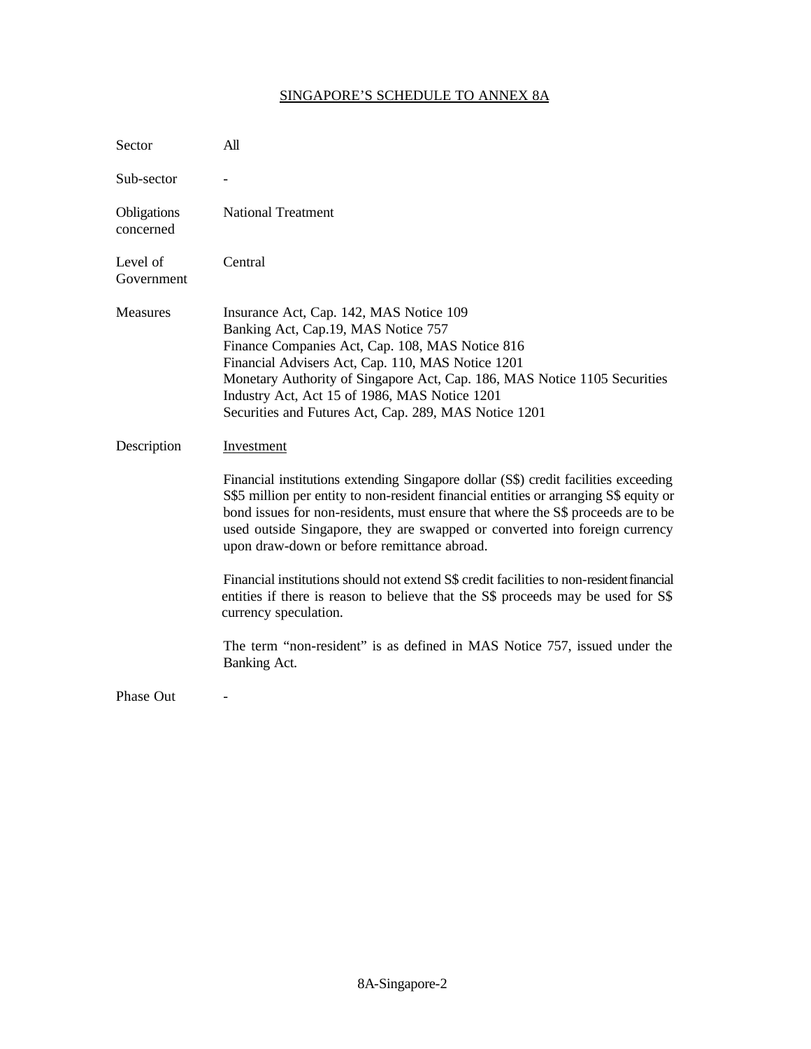## SINGAPORE'S SCHEDULE TO ANNEX 8A

| | |
|---|---|
| Sector | All |
| Sub-sector | - |
| Obligations concerned | National Treatment |
| Level of Government | Central |
| Measures | Insurance Act, Cap. 142, MAS Notice 109<br>Banking Act, Cap.19, MAS Notice 757<br>Finance Companies Act, Cap. 108, MAS Notice 816<br>Financial Advisers Act, Cap. 110, MAS Notice 1201<br>Monetary Authority of Singapore Act, Cap. 186, MAS Notice 1105 Securities Industry Act, Act 15 of 1986, MAS Notice 1201<br>Securities and Futures Act, Cap. 289, MAS Notice 1201 |
| Description | <u>Investment</u><br><br>Financial institutions extending Singapore dollar (S$) credit facilities exceeding S$5 million per entity to non-resident financial entities or arranging S$ equity or bond issues for non-residents, must ensure that where the S$ proceeds are to be used outside Singapore, they are swapped or converted into foreign currency upon draw-down or before remittance abroad.<br><br>Financial institutions should not extend S$ credit facilities to non-resident financial entities if there is reason to believe that the S$ proceeds may be used for S$ currency speculation.<br><br>The term "non-resident" is as defined in MAS Notice 757, issued under the Banking Act. |
| Phase Out | - |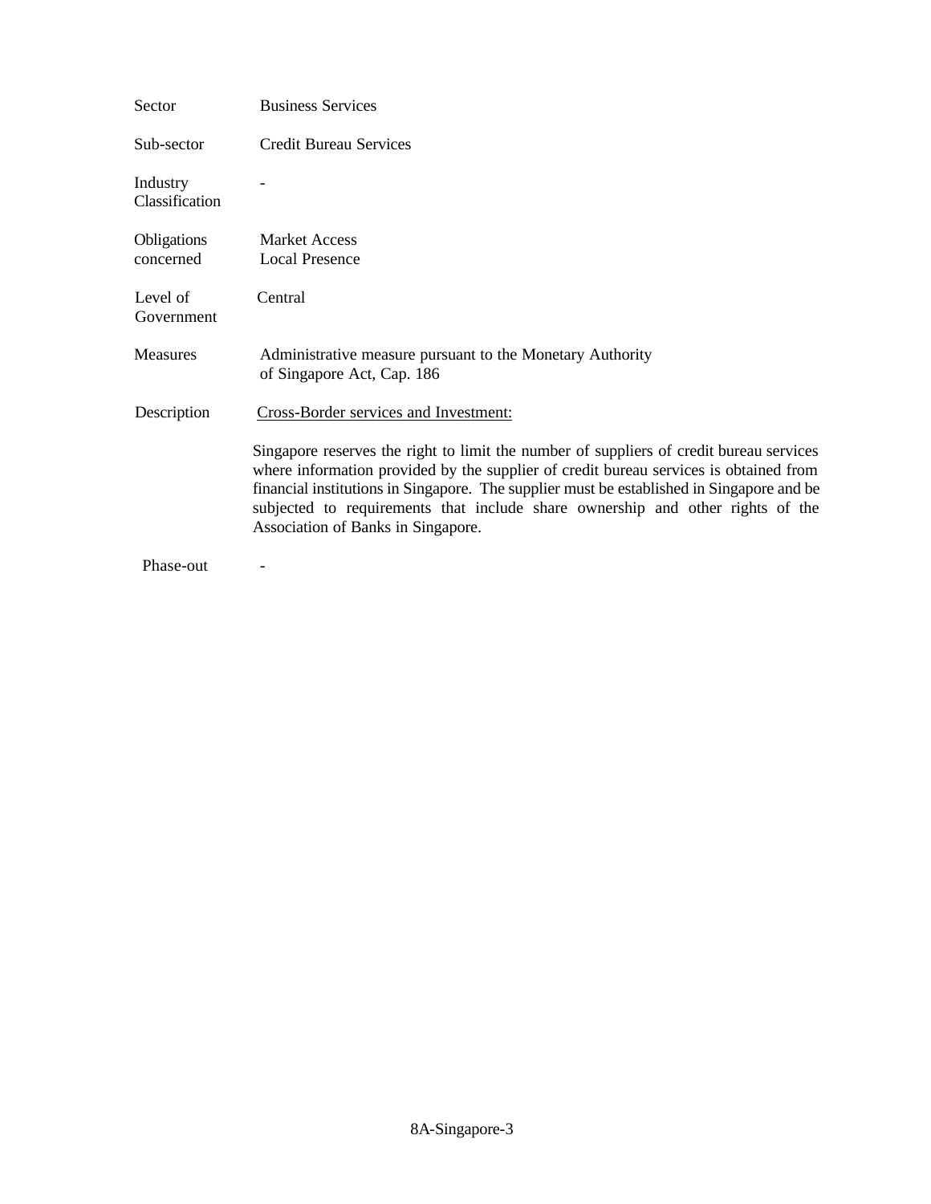| | |
|---|---|
| Sector | Business Services |
| Sub-sector | Credit Bureau Services |
| Industry Classification | - |
| Obligations concerned | Market Access<br>Local Presence |
| Level of Government | Central |
| Measures | Administrative measure pursuant to the Monetary Authority of Singapore Act, Cap. 186 |
| Description | Cross-Border services and Investment:<br><br>Singapore reserves the right to limit the number of suppliers of credit bureau services where information provided by the supplier of credit bureau services is obtained from financial institutions in Singapore. The supplier must be established in Singapore and be subjected to requirements that include share ownership and other rights of the Association of Banks in Singapore. |
| Phase-out | - |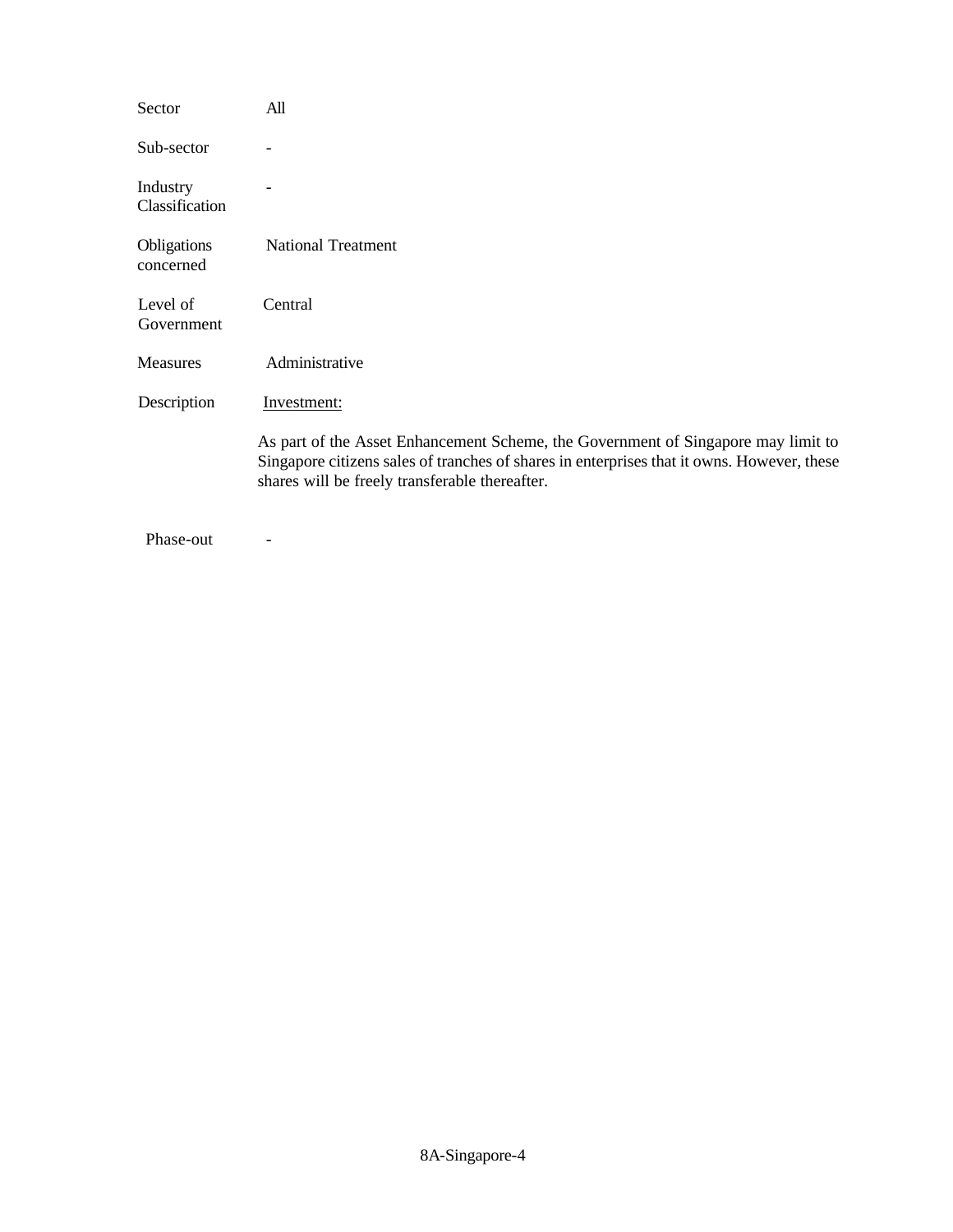| | |
|---|---|
| Sector | All |
| Sub-sector | - |
| Industry Classification | - |
| Obligations concerned | National Treatment |
| Level of Government | Central |
| Measures | Administrative |
| Description | Investment:<br><br>As part of the Asset Enhancement Scheme, the Government of Singapore may limit to Singapore citizens sales of tranches of shares in enterprises that it owns. However, these shares will be freely transferable thereafter. |
| Phase-out | - |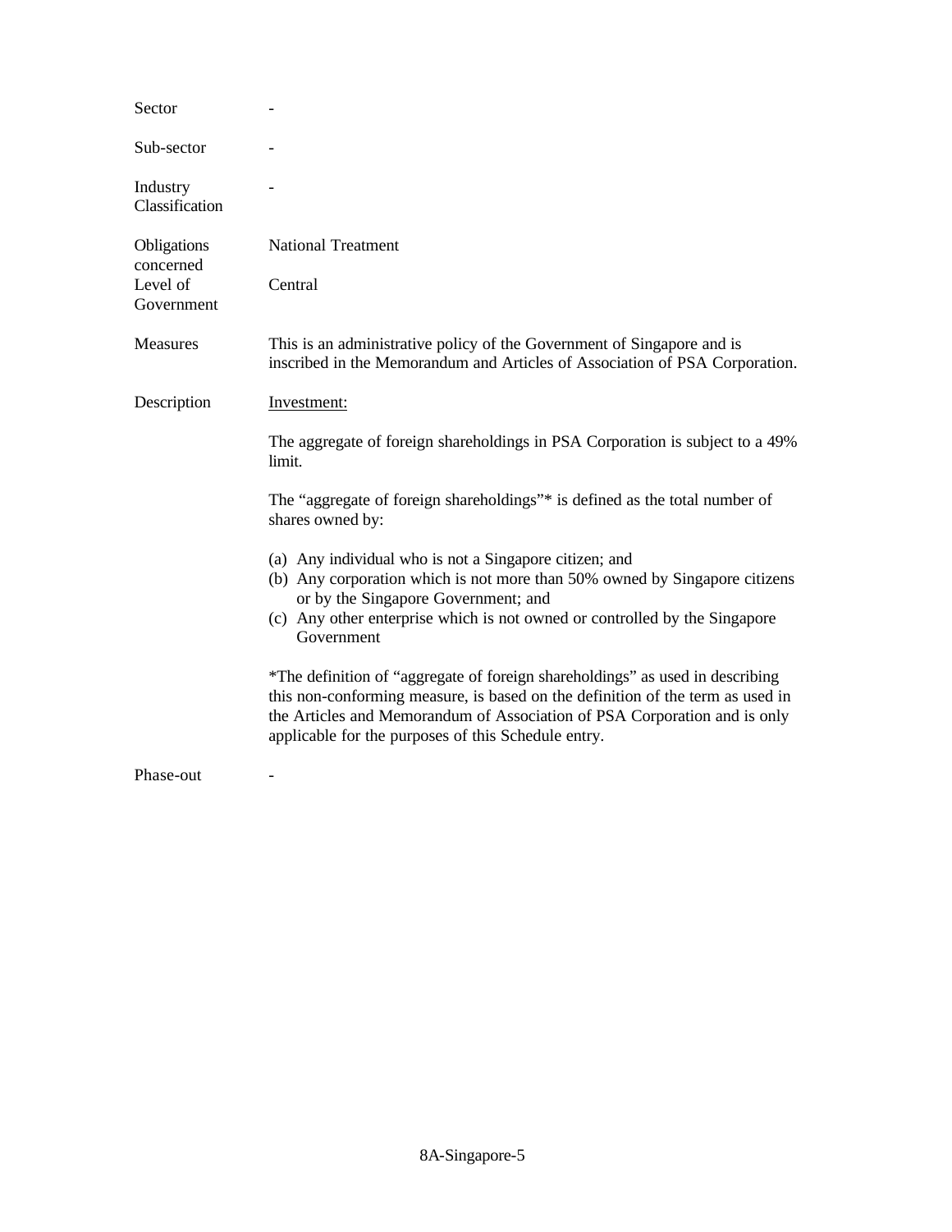| | |
|---|---|
| Sector | - |
| Sub-sector | - |
| Industry Classification | - |
| Obligations concerned | National Treatment |
| Level of Government | Central |
| Measures | This is an administrative policy of the Government of Singapore and is inscribed in the Memorandum and Articles of Association of PSA Corporation. |
| Description | <u>Investment:</u><br><br>The aggregate of foreign shareholdings in PSA Corporation is subject to a 49% limit.<br><br>The "aggregate of foreign shareholdings"* is defined as the total number of shares owned by:<br><br>(a) Any individual who is not a Singapore citizen; and<br>(b) Any corporation which is not more than 50% owned by Singapore citizens or by the Singapore Government; and<br>(c) Any other enterprise which is not owned or controlled by the Singapore Government<br><br>*The definition of "aggregate of foreign shareholdings" as used in describing this non-conforming measure, is based on the definition of the term as used in the Articles and Memorandum of Association of PSA Corporation and is only applicable for the purposes of this Schedule entry. |
| Phase-out | - |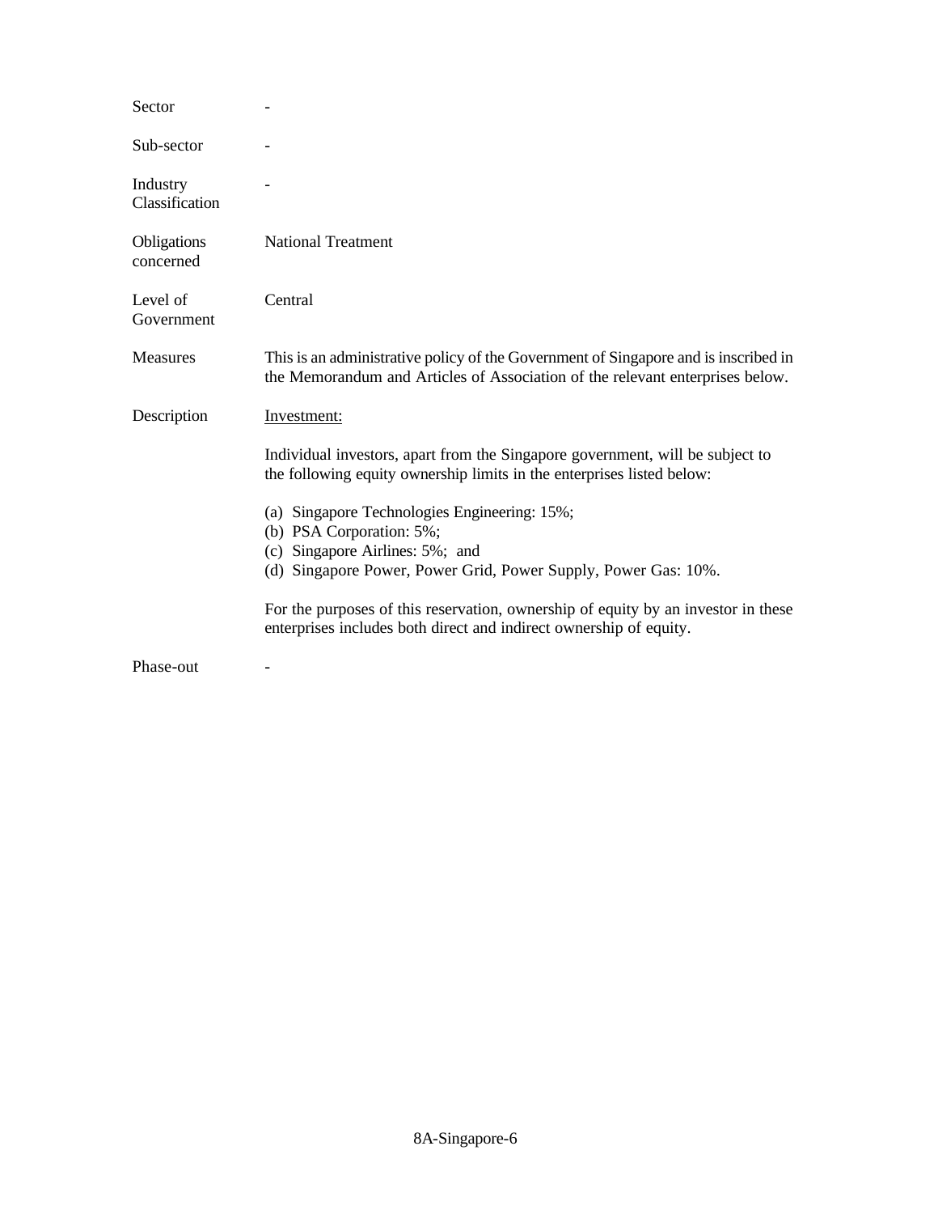| | |
|---|---|
| Sector | - |
| Sub-sector | - |
| Industry Classification | - |
| Obligations concerned | National Treatment |
| Level of Government | Central |
| Measures | This is an administrative policy of the Government of Singapore and is inscribed in the Memorandum and Articles of Association of the relevant enterprises below. |
| Description | <u>Investment:</u><br><br>Individual investors, apart from the Singapore government, will be subject to the following equity ownership limits in the enterprises listed below:<br><br>(a) Singapore Technologies Engineering: 15%;<br>(b) PSA Corporation: 5%;<br>(c) Singapore Airlines: 5%; and<br>(d) Singapore Power, Power Grid, Power Supply, Power Gas: 10%.<br><br>For the purposes of this reservation, ownership of equity by an investor in these enterprises includes both direct and indirect ownership of equity. |
| Phase-out | - |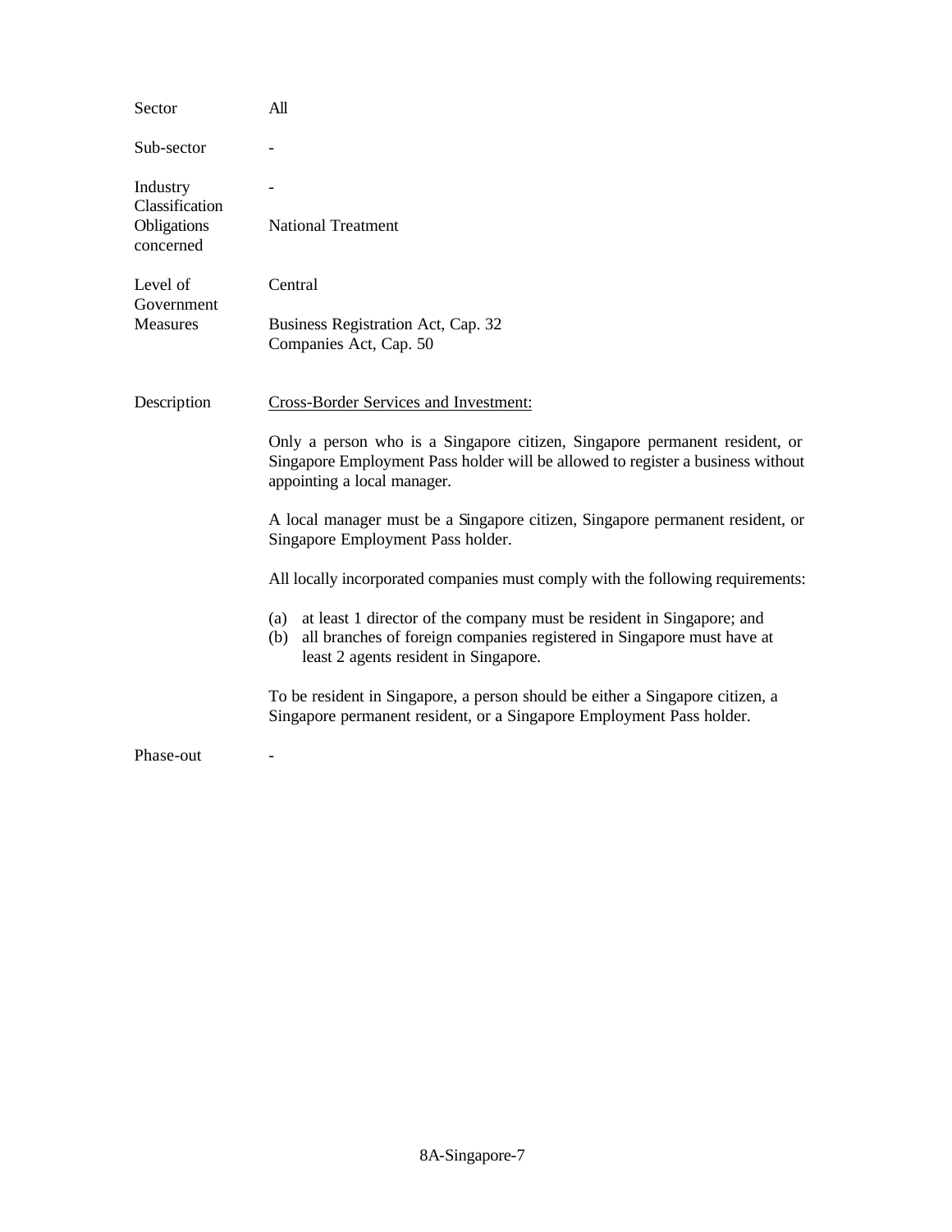| | |
|---|---|
| Sector | All |
| Sub-sector | - |
| Industry Classification | - |
| Obligations concerned | National Treatment |
| Level of Government | Central |
| Measures | Business Registration Act, Cap. 32<br>Companies Act, Cap. 50 |
| Description | <u>Cross-Border Services and Investment:</u><br><br>Only a person who is a Singapore citizen, Singapore permanent resident, or Singapore Employment Pass holder will be allowed to register a business without appointing a local manager.<br><br>A local manager must be a Singapore citizen, Singapore permanent resident, or Singapore Employment Pass holder.<br><br>All locally incorporated companies must comply with the following requirements:<br><br>(a) at least 1 director of the company must be resident in Singapore; and<br>(b) all branches of foreign companies registered in Singapore must have at least 2 agents resident in Singapore.<br><br>To be resident in Singapore, a person should be either a Singapore citizen, a Singapore permanent resident, or a Singapore Employment Pass holder. |
| Phase-out | - |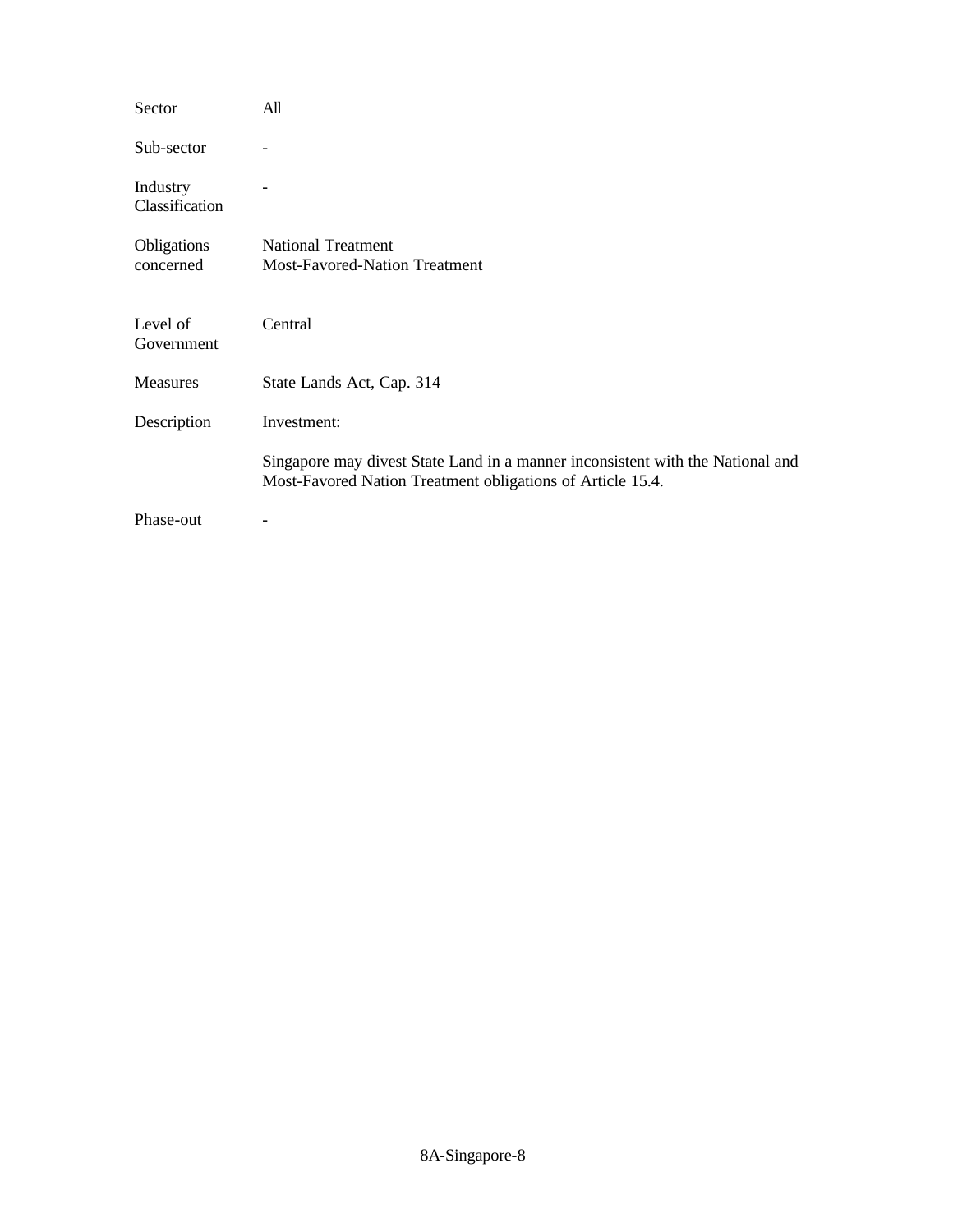| | |
|---|---|
| Sector | All |
| Sub-sector | - |
| Industry Classification | - |
| Obligations concerned | National Treatment<br>Most-Favored-Nation Treatment |
| Level of Government | Central |
| Measures | State Lands Act, Cap. 314 |
| Description | <u>Investment:</u><br><br>Singapore may divest State Land in a manner inconsistent with the National and Most-Favored Nation Treatment obligations of Article 15.4. |
| Phase-out | - |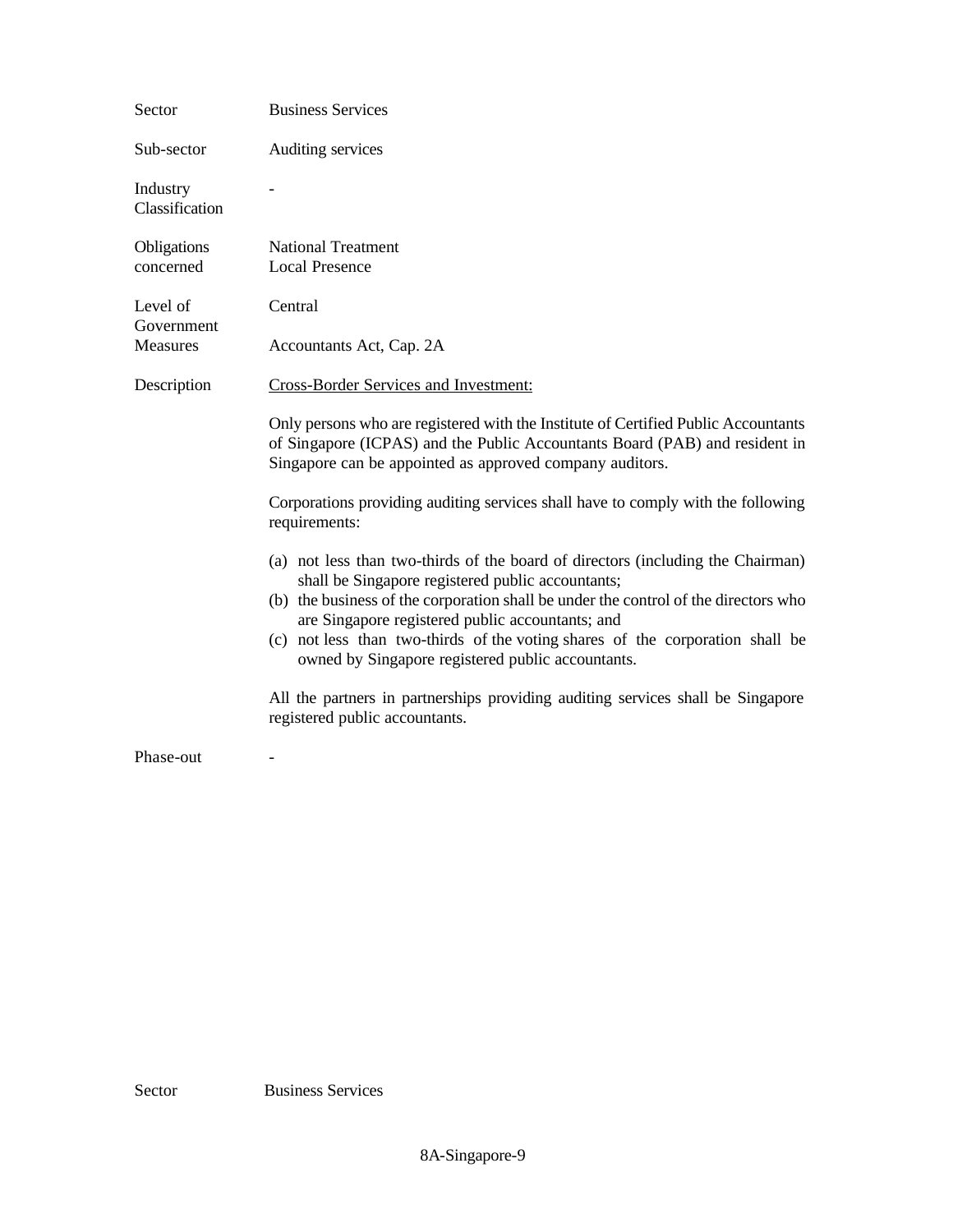| | |
|---|---|
| Sector | Business Services |
| Sub-sector | Auditing services |
| Industry Classification | - |
| Obligations concerned | National Treatment<br>Local Presence |
| Level of Government | Central |
| Measures | Accountants Act, Cap. 2A |
| Description | Cross-Border Services and Investment: |

Only persons who are registered with the Institute of Certified Public Accountants of Singapore (ICPAS) and the Public Accountants Board (PAB) and resident in Singapore can be appointed as approved company auditors.

Corporations providing auditing services shall have to comply with the following requirements:

(a) not less than two-thirds of the board of directors (including the Chairman) shall be Singapore registered public accountants;
(b) the business of the corporation shall be under the control of the directors who are Singapore registered public accountants; and
(c) not less than two-thirds of the voting shares of the corporation shall be owned by Singapore registered public accountants.

All the partners in partnerships providing auditing services shall be Singapore registered public accountants.

| | |
|---|---|
| Phase-out | - |

| | |
|---|---|
| Sector | Business Services |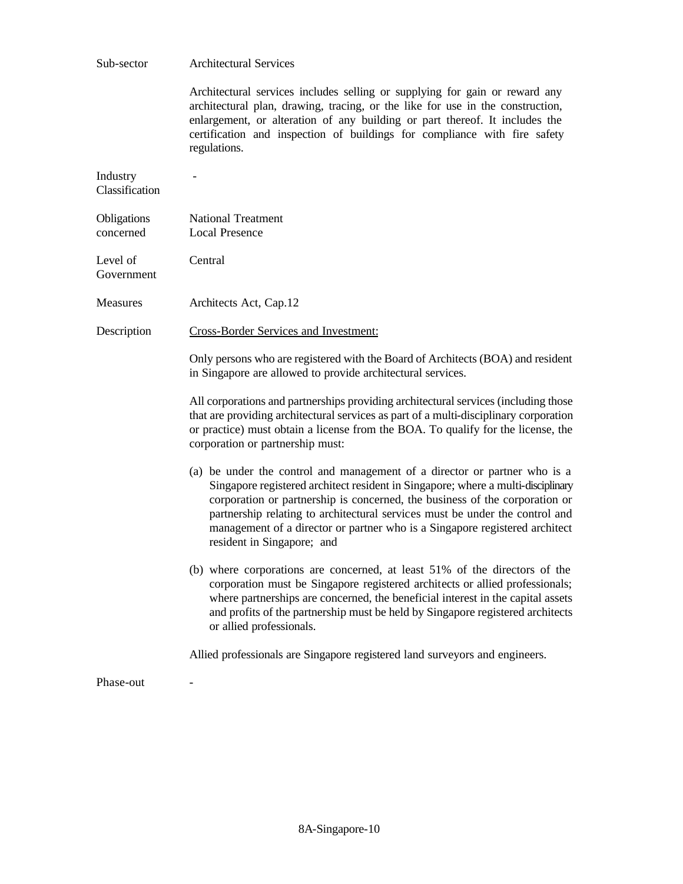| | |
|---|---|
| Sub-sector | Architectural Services |
| | Architectural services includes selling or supplying for gain or reward any architectural plan, drawing, tracing, or the like for use in the construction, enlargement, or alteration of any building or part thereof. It includes the certification and inspection of buildings for compliance with fire safety regulations. |
| Industry Classification | - |
| Obligations concerned | National Treatment<br>Local Presence |
| Level of Government | Central |
| Measures | Architects Act, Cap.12 |
| Description | Cross-Border Services and Investment: |

Only persons who are registered with the Board of Architects (BOA) and resident in Singapore are allowed to provide architectural services.

All corporations and partnerships providing architectural services (including those that are providing architectural services as part of a multi-disciplinary corporation or practice) must obtain a license from the BOA. To qualify for the license, the corporation or partnership must:

(a) be under the control and management of a director or partner who is a Singapore registered architect resident in Singapore; where a multi-disciplinary corporation or partnership is concerned, the business of the corporation or partnership relating to architectural services must be under the control and management of a director or partner who is a Singapore registered architect resident in Singapore; and

(b) where corporations are concerned, at least 51% of the directors of the corporation must be Singapore registered architects or allied professionals; where partnerships are concerned, the beneficial interest in the capital assets and profits of the partnership must be held by Singapore registered architects or allied professionals.

Allied professionals are Singapore registered land surveyors and engineers.

Phase-out -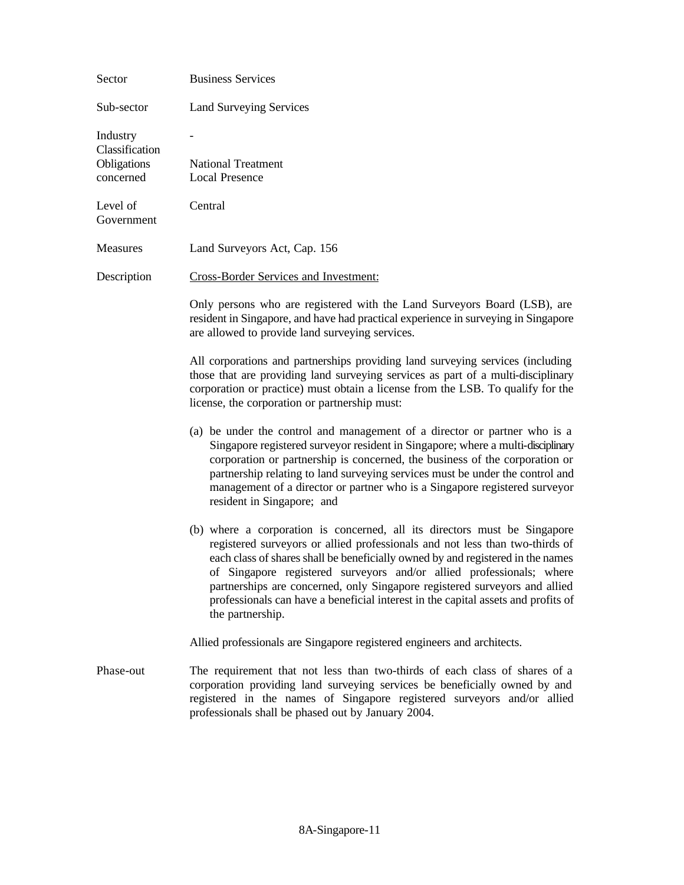| | |
|---|---|
| Sector | Business Services |
| Sub-sector | Land Surveying Services |
| Industry Classification | - |
| Obligations concerned | National Treatment<br>Local Presence |
| Level of Government | Central |
| Measures | Land Surveyors Act, Cap. 156 |

Description

Cross-Border Services and Investment:

Only persons who are registered with the Land Surveyors Board (LSB), are resident in Singapore, and have had practical experience in surveying in Singapore are allowed to provide land surveying services.

All corporations and partnerships providing land surveying services (including those that are providing land surveying services as part of a multi-disciplinary corporation or practice) must obtain a license from the LSB. To qualify for the license, the corporation or partnership must:

(a) be under the control and management of a director or partner who is a Singapore registered surveyor resident in Singapore; where a multi-disciplinary corporation or partnership is concerned, the business of the corporation or partnership relating to land surveying services must be under the control and management of a director or partner who is a Singapore registered surveyor resident in Singapore; and

(b) where a corporation is concerned, all its directors must be Singapore registered surveyors or allied professionals and not less than two-thirds of each class of shares shall be beneficially owned by and registered in the names of Singapore registered surveyors and/or allied professionals; where partnerships are concerned, only Singapore registered surveyors and allied professionals can have a beneficial interest in the capital assets and profits of the partnership.

Allied professionals are Singapore registered engineers and architects.

Phase-out

The requirement that not less than two-thirds of each class of shares of a corporation providing land surveying services be beneficially owned by and registered in the names of Singapore registered surveyors and/or allied professionals shall be phased out by January 2004.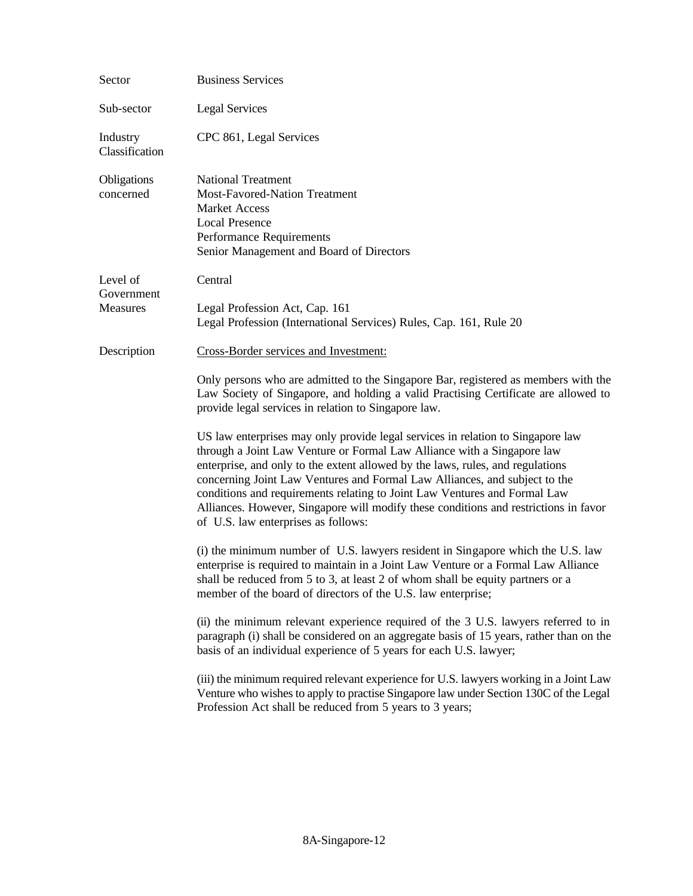| | |
|---|---|
| Sector | Business Services |
| Sub-sector | Legal Services |
| Industry Classification | CPC 861, Legal Services |
| Obligations concerned | National Treatment<br>Most-Favored-Nation Treatment<br>Market Access<br>Local Presence<br>Performance Requirements<br>Senior Management and Board of Directors |
| Level of Government | Central |
| Measures | Legal Profession Act, Cap. 161<br>Legal Profession (International Services) Rules, Cap. 161, Rule 20 |
| Description | Cross-Border services and Investment: |

Only persons who are admitted to the Singapore Bar, registered as members with the Law Society of Singapore, and holding a valid Practising Certificate are allowed to provide legal services in relation to Singapore law.

US law enterprises may only provide legal services in relation to Singapore law through a Joint Law Venture or Formal Law Alliance with a Singapore law enterprise, and only to the extent allowed by the laws, rules, and regulations concerning Joint Law Ventures and Formal Law Alliances, and subject to the conditions and requirements relating to Joint Law Ventures and Formal Law Alliances. However, Singapore will modify these conditions and restrictions in favor of U.S. law enterprises as follows:

(i) the minimum number of U.S. lawyers resident in Singapore which the U.S. law enterprise is required to maintain in a Joint Law Venture or a Formal Law Alliance shall be reduced from 5 to 3, at least 2 of whom shall be equity partners or a member of the board of directors of the U.S. law enterprise;

(ii) the minimum relevant experience required of the 3 U.S. lawyers referred to in paragraph (i) shall be considered on an aggregate basis of 15 years, rather than on the basis of an individual experience of 5 years for each U.S. lawyer;

(iii) the minimum required relevant experience for U.S. lawyers working in a Joint Law Venture who wishes to apply to practise Singapore law under Section 130C of the Legal Profession Act shall be reduced from 5 years to 3 years;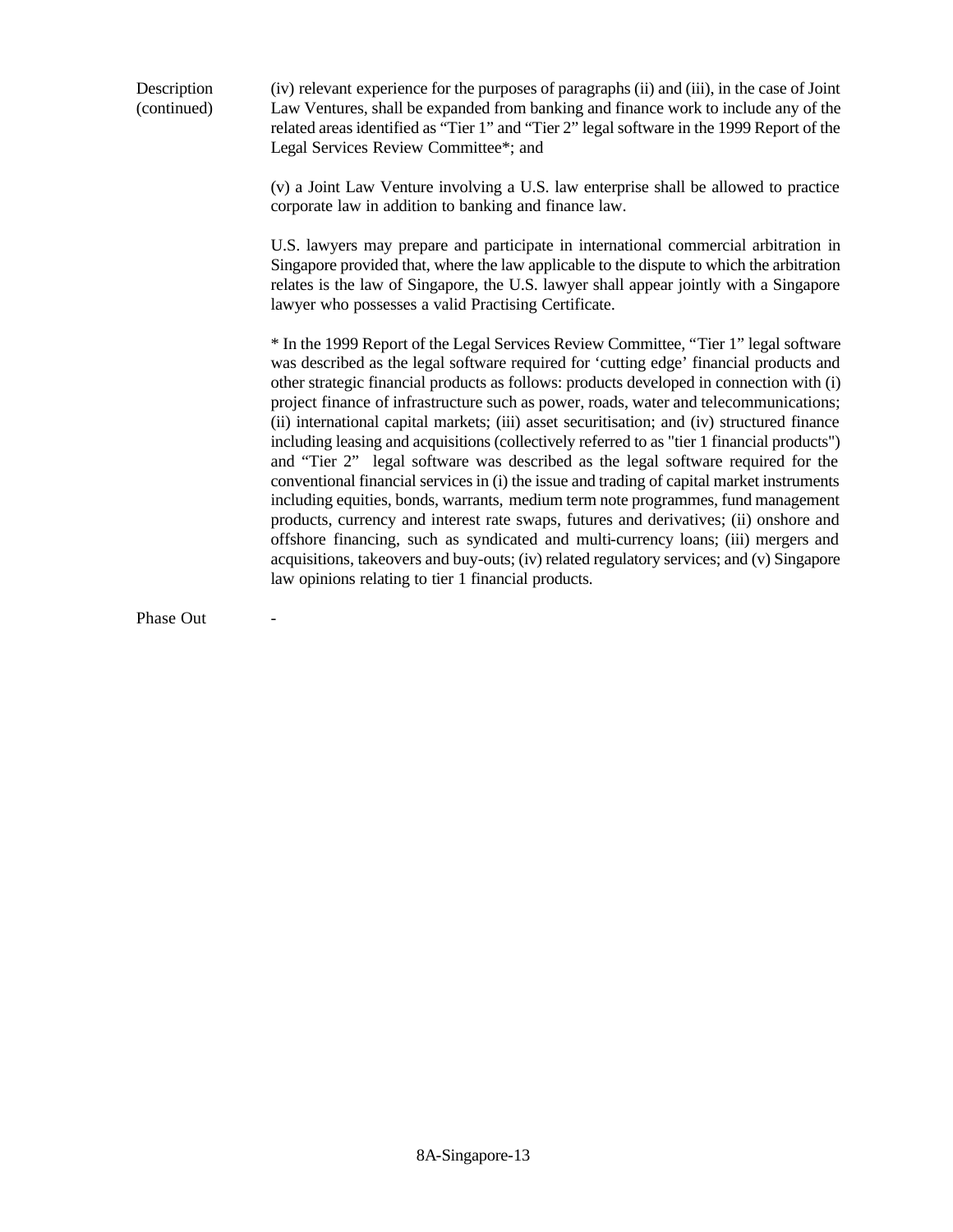Description (continued)

(iv) relevant experience for the purposes of paragraphs (ii) and (iii), in the case of Joint Law Ventures, shall be expanded from banking and finance work to include any of the related areas identified as "Tier 1" and "Tier 2" legal software in the 1999 Report of the Legal Services Review Committee*; and

(v) a Joint Law Venture involving a U.S. law enterprise shall be allowed to practice corporate law in addition to banking and finance law.

U.S. lawyers may prepare and participate in international commercial arbitration in Singapore provided that, where the law applicable to the dispute to which the arbitration relates is the law of Singapore, the U.S. lawyer shall appear jointly with a Singapore lawyer who possesses a valid Practising Certificate.

* In the 1999 Report of the Legal Services Review Committee, "Tier 1" legal software was described as the legal software required for 'cutting edge' financial products and other strategic financial products as follows: products developed in connection with (i) project finance of infrastructure such as power, roads, water and telecommunications; (ii) international capital markets; (iii) asset securitisation; and (iv) structured finance including leasing and acquisitions (collectively referred to as "tier 1 financial products") and "Tier 2" legal software was described as the legal software required for the conventional financial services in (i) the issue and trading of capital market instruments including equities, bonds, warrants, medium term note programmes, fund management products, currency and interest rate swaps, futures and derivatives; (ii) onshore and offshore financing, such as syndicated and multi-currency loans; (iii) mergers and acquisitions, takeovers and buy-outs; (iv) related regulatory services; and (v) Singapore law opinions relating to tier 1 financial products.

Phase Out -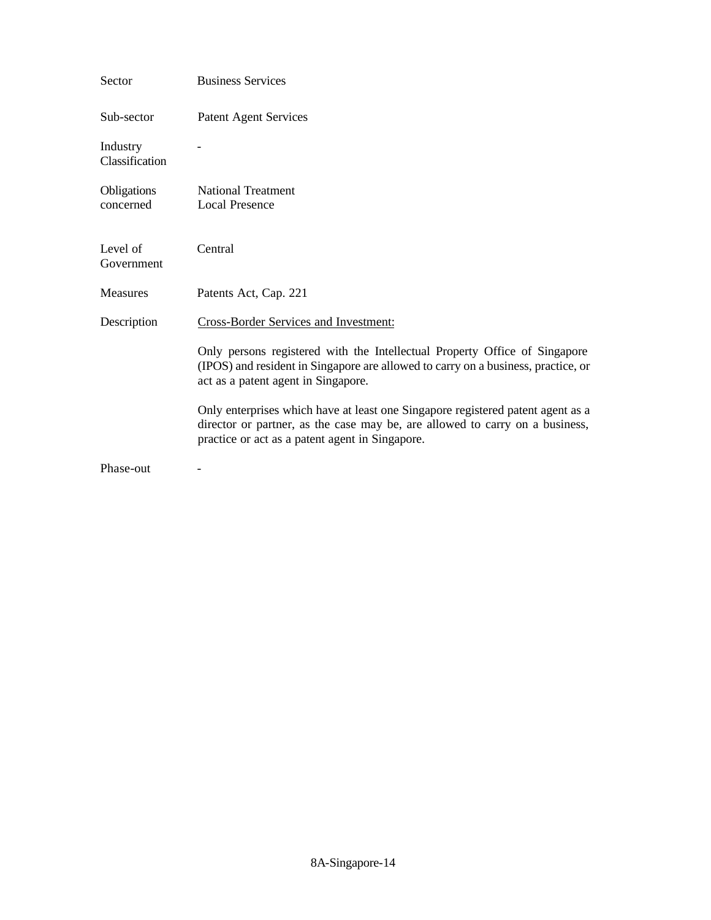| | |
|---|---|
| Sector | Business Services |
| Sub-sector | Patent Agent Services |
| Industry Classification | - |
| Obligations concerned | National Treatment<br>Local Presence |
| Level of Government | Central |
| Measures | Patents Act, Cap. 221 |
| Description | <u>Cross-Border Services and Investment:</u><br><br>Only persons registered with the Intellectual Property Office of Singapore (IPOS) and resident in Singapore are allowed to carry on a business, practice, or act as a patent agent in Singapore.<br><br>Only enterprises which have at least one Singapore registered patent agent as a director or partner, as the case may be, are allowed to carry on a business, practice or act as a patent agent in Singapore. |
| Phase-out | - |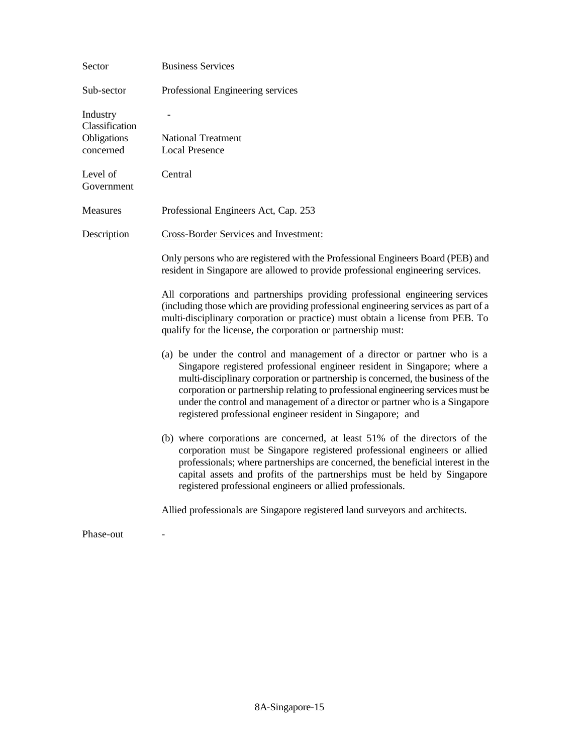| | |
|---|---|
| Sector | Business Services |
| Sub-sector | Professional Engineering services |
| Industry Classification | - |
| Obligations concerned | National Treatment<br>Local Presence |
| Level of Government | Central |
| Measures | Professional Engineers Act, Cap. 253 |
| Description | Cross-Border Services and Investment: |

Only persons who are registered with the Professional Engineers Board (PEB) and resident in Singapore are allowed to provide professional engineering services.

All corporations and partnerships providing professional engineering services (including those which are providing professional engineering services as part of a multi-disciplinary corporation or practice) must obtain a license from PEB. To qualify for the license, the corporation or partnership must:

(a) be under the control and management of a director or partner who is a Singapore registered professional engineer resident in Singapore; where a multi-disciplinary corporation or partnership is concerned, the business of the corporation or partnership relating to professional engineering services must be under the control and management of a director or partner who is a Singapore registered professional engineer resident in Singapore; and

(b) where corporations are concerned, at least 51% of the directors of the corporation must be Singapore registered professional engineers or allied professionals; where partnerships are concerned, the beneficial interest in the capital assets and profits of the partnerships must be held by Singapore registered professional engineers or allied professionals.

Allied professionals are Singapore registered land surveyors and architects.

Phase-out -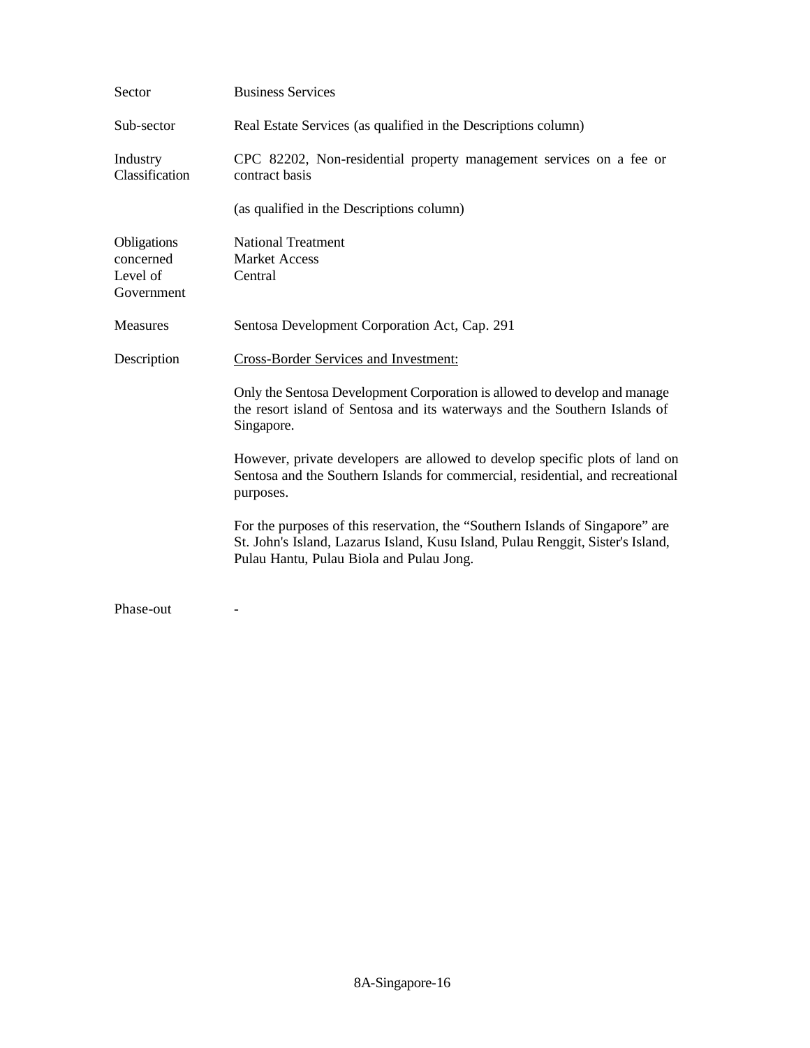| | |
|---|---|
| Sector | Business Services |
| Sub-sector | Real Estate Services (as qualified in the Descriptions column) |
| Industry Classification | CPC 82202, Non-residential property management services on a fee or contract basis<br><br>(as qualified in the Descriptions column) |
| Obligations concerned | National Treatment<br>Market Access |
| Level of Government | Central |
| Measures | Sentosa Development Corporation Act, Cap. 291 |
| Description | <u>Cross-Border Services and Investment:</u><br><br>Only the Sentosa Development Corporation is allowed to develop and manage the resort island of Sentosa and its waterways and the Southern Islands of Singapore.<br><br>However, private developers are allowed to develop specific plots of land on Sentosa and the Southern Islands for commercial, residential, and recreational purposes.<br><br>For the purposes of this reservation, the "Southern Islands of Singapore" are St. John's Island, Lazarus Island, Kusu Island, Pulau Renggit, Sister's Island, Pulau Hantu, Pulau Biola and Pulau Jong. |
| Phase-out | - |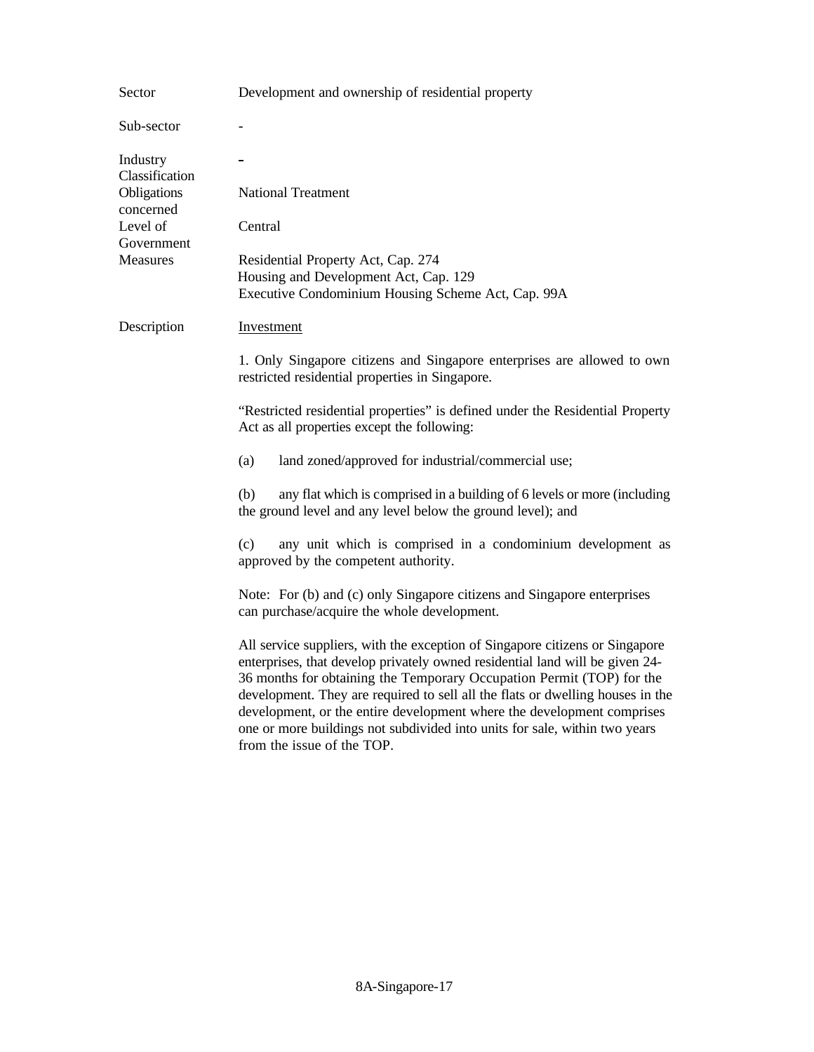| | |
|---|---|
| Sector | Development and ownership of residential property |
| Sub-sector | - |
| Industry Classification | - |
| Obligations concerned | National Treatment |
| Level of Government | Central |
| Measures | Residential Property Act, Cap. 274<br>Housing and Development Act, Cap. 129<br>Executive Condominium Housing Scheme Act, Cap. 99A |
| Description | Investment |

Description

Investment

1. Only Singapore citizens and Singapore enterprises are allowed to own restricted residential properties in Singapore.

"Restricted residential properties" is defined under the Residential Property Act as all properties except the following:

(a) land zoned/approved for industrial/commercial use;

(b) any flat which is comprised in a building of 6 levels or more (including the ground level and any level below the ground level); and

(c) any unit which is comprised in a condominium development as approved by the competent authority.

Note: For (b) and (c) only Singapore citizens and Singapore enterprises can purchase/acquire the whole development.

All service suppliers, with the exception of Singapore citizens or Singapore enterprises, that develop privately owned residential land will be given 24-36 months for obtaining the Temporary Occupation Permit (TOP) for the development. They are required to sell all the flats or dwelling houses in the development, or the entire development where the development comprises one or more buildings not subdivided into units for sale, within two years from the issue of the TOP.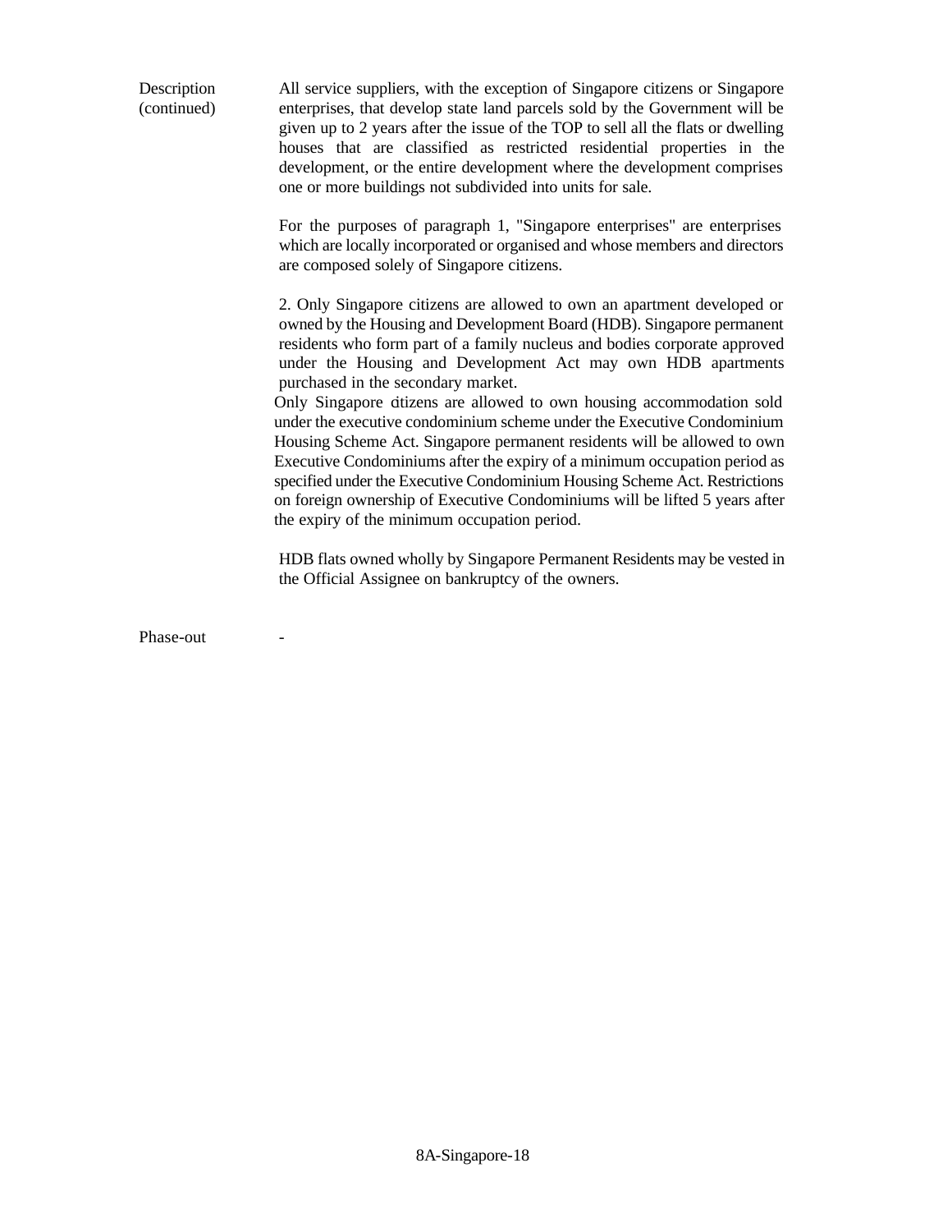Description (continued)

All service suppliers, with the exception of Singapore citizens or Singapore enterprises, that develop state land parcels sold by the Government will be given up to 2 years after the issue of the TOP to sell all the flats or dwelling houses that are classified as restricted residential properties in the development, or the entire development where the development comprises one or more buildings not subdivided into units for sale.

For the purposes of paragraph 1, "Singapore enterprises" are enterprises which are locally incorporated or organised and whose members and directors are composed solely of Singapore citizens.

2. Only Singapore citizens are allowed to own an apartment developed or owned by the Housing and Development Board (HDB). Singapore permanent residents who form part of a family nucleus and bodies corporate approved under the Housing and Development Act may own HDB apartments purchased in the secondary market.

Only Singapore citizens are allowed to own housing accommodation sold under the executive condominium scheme under the Executive Condominium Housing Scheme Act. Singapore permanent residents will be allowed to own Executive Condominiums after the expiry of a minimum occupation period as specified under the Executive Condominium Housing Scheme Act. Restrictions on foreign ownership of Executive Condominiums will be lifted 5 years after the expiry of the minimum occupation period.

HDB flats owned wholly by Singapore Permanent Residents may be vested in the Official Assignee on bankruptcy of the owners.

Phase-out -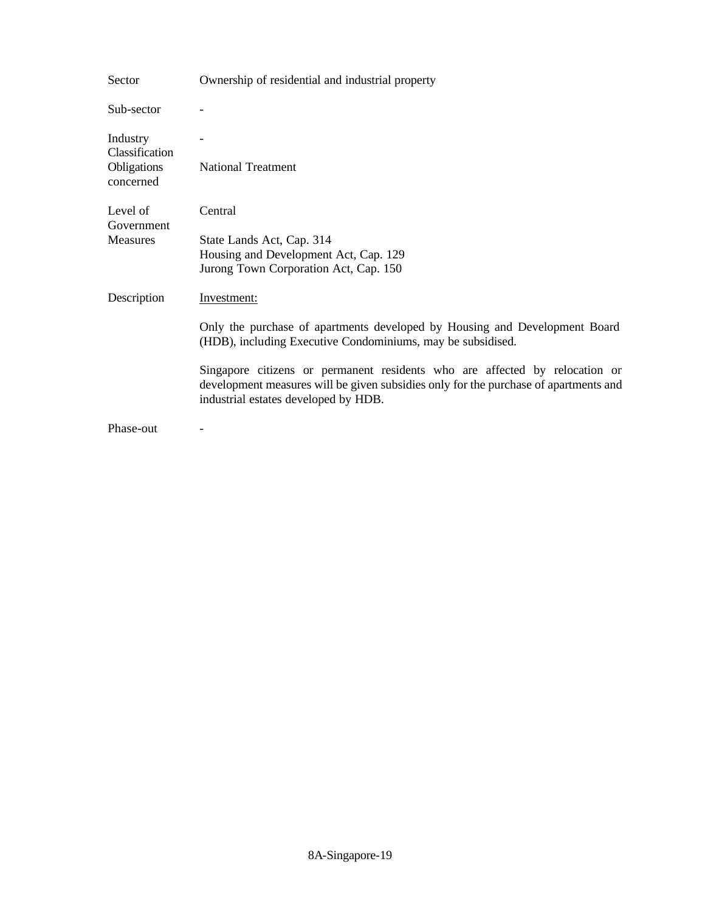| | |
|---|---|
| Sector | Ownership of residential and industrial property |
| Sub-sector | - |
| Industry Classification | - |
| Obligations concerned | National Treatment |
| Level of Government | Central |
| Measures | State Lands Act, Cap. 314<br>Housing and Development Act, Cap. 129<br>Jurong Town Corporation Act, Cap. 150 |
| Description | <u>Investment:</u><br><br>Only the purchase of apartments developed by Housing and Development Board (HDB), including Executive Condominiums, may be subsidised.<br><br>Singapore citizens or permanent residents who are affected by relocation or development measures will be given subsidies only for the purchase of apartments and industrial estates developed by HDB. |
| Phase-out | - |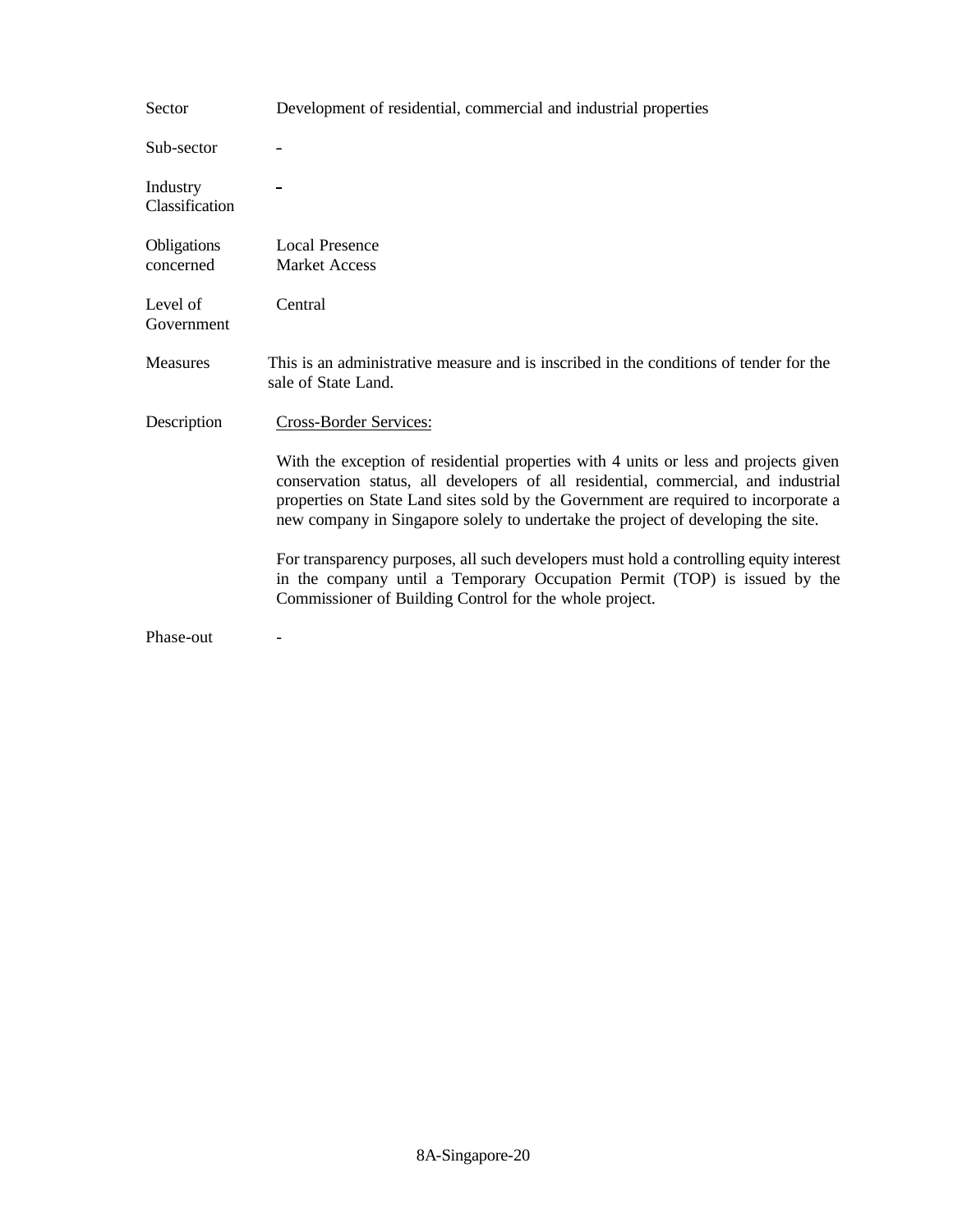| | |
|---|---|
| Sector | Development of residential, commercial and industrial properties |
| Sub-sector | - |
| Industry Classification | - |
| Obligations concerned | Local Presence<br>Market Access |
| Level of Government | Central |
| Measures | This is an administrative measure and is inscribed in the conditions of tender for the sale of State Land. |
| Description | <u>Cross-Border Services:</u><br><br>With the exception of residential properties with 4 units or less and projects given conservation status, all developers of all residential, commercial, and industrial properties on State Land sites sold by the Government are required to incorporate a new company in Singapore solely to undertake the project of developing the site.<br><br>For transparency purposes, all such developers must hold a controlling equity interest in the company until a Temporary Occupation Permit (TOP) is issued by the Commissioner of Building Control for the whole project. |
| Phase-out | - |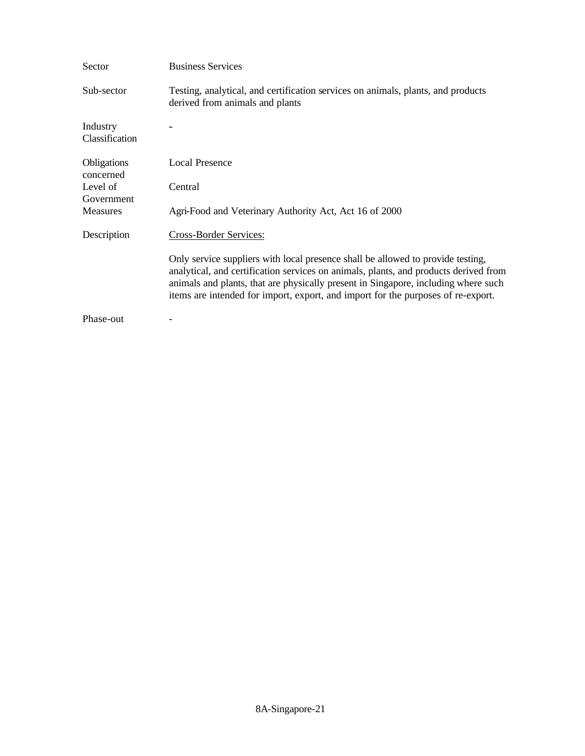| | |
|---|---|
| Sector | Business Services |
| Sub-sector | Testing, analytical, and certification services on animals, plants, and products derived from animals and plants |
| Industry Classification | - |
| Obligations concerned | Local Presence |
| Level of Government | Central |
| Measures | Agri-Food and Veterinary Authority Act, Act 16 of 2000 |
| Description | Cross-Border Services:<br><br>Only service suppliers with local presence shall be allowed to provide testing, analytical, and certification services on animals, plants, and products derived from animals and plants, that are physically present in Singapore, including where such items are intended for import, export, and import for the purposes of re-export. |
| Phase-out | - |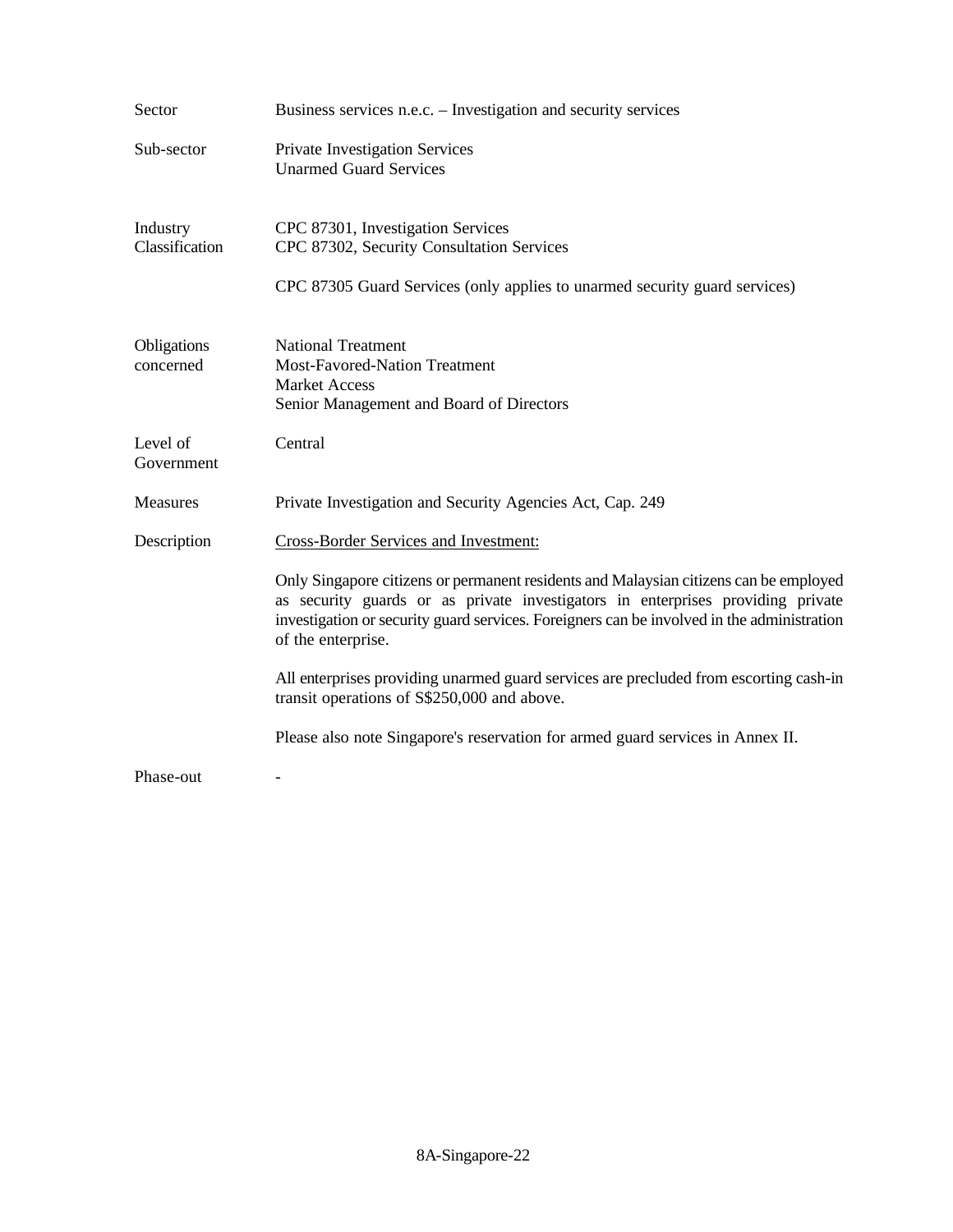| | |
|---|---|
| Sector | Business services n.e.c. – Investigation and security services |
| Sub-sector | Private Investigation Services<br>Unarmed Guard Services |
| Industry Classification | CPC 87301, Investigation Services<br>CPC 87302, Security Consultation Services<br><br>CPC 87305 Guard Services (only applies to unarmed security guard services) |
| Obligations concerned | National Treatment<br>Most-Favored-Nation Treatment<br>Market Access<br>Senior Management and Board of Directors |
| Level of Government | Central |
| Measures | Private Investigation and Security Agencies Act, Cap. 249 |
| Description | Cross-Border Services and Investment:<br><br>Only Singapore citizens or permanent residents and Malaysian citizens can be employed as security guards or as private investigators in enterprises providing private investigation or security guard services. Foreigners can be involved in the administration of the enterprise.<br><br>All enterprises providing unarmed guard services are precluded from escorting cash-in transit operations of S$250,000 and above.<br><br>Please also note Singapore's reservation for armed guard services in Annex II. |
| Phase-out | - |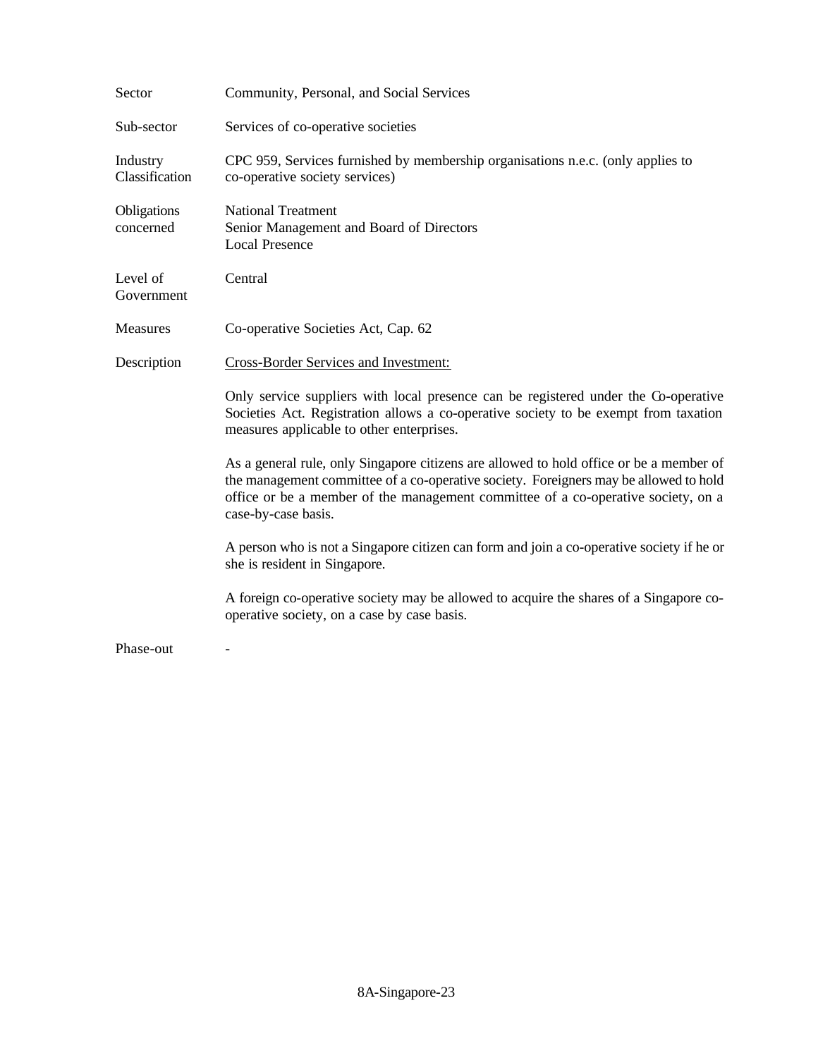| | |
|---|---|
| Sector | Community, Personal, and Social Services |
| Sub-sector | Services of co-operative societies |
| Industry Classification | CPC 959, Services furnished by membership organisations n.e.c. (only applies to co-operative society services) |
| Obligations concerned | National Treatment<br>Senior Management and Board of Directors<br>Local Presence |
| Level of Government | Central |
| Measures | Co-operative Societies Act, Cap. 62 |
| Description | <u>Cross-Border Services and Investment:</u><br><br>Only service suppliers with local presence can be registered under the Co-operative Societies Act. Registration allows a co-operative society to be exempt from taxation measures applicable to other enterprises.<br><br>As a general rule, only Singapore citizens are allowed to hold office or be a member of the management committee of a co-operative society. Foreigners may be allowed to hold office or be a member of the management committee of a co-operative society, on a case-by-case basis.<br><br>A person who is not a Singapore citizen can form and join a co-operative society if he or she is resident in Singapore.<br><br>A foreign co-operative society may be allowed to acquire the shares of a Singapore co-operative society, on a case by case basis. |
| Phase-out | - |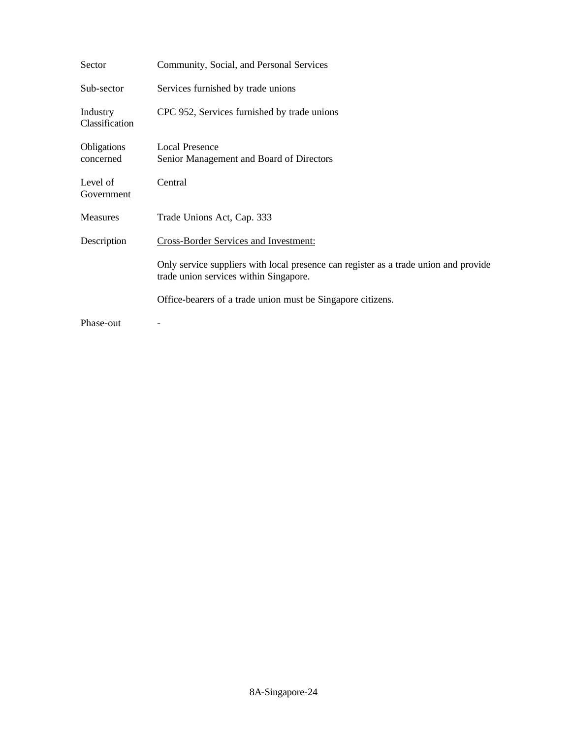| | |
|---|---|
| Sector | Community, Social, and Personal Services |
| Sub-sector | Services furnished by trade unions |
| Industry Classification | CPC 952, Services furnished by trade unions |
| Obligations concerned | Local Presence<br>Senior Management and Board of Directors |
| Level of Government | Central |
| Measures | Trade Unions Act, Cap. 333 |
| Description | <u>Cross-Border Services and Investment:</u><br><br>Only service suppliers with local presence can register as a trade union and provide trade union services within Singapore.<br><br>Office-bearers of a trade union must be Singapore citizens. |
| Phase-out | - |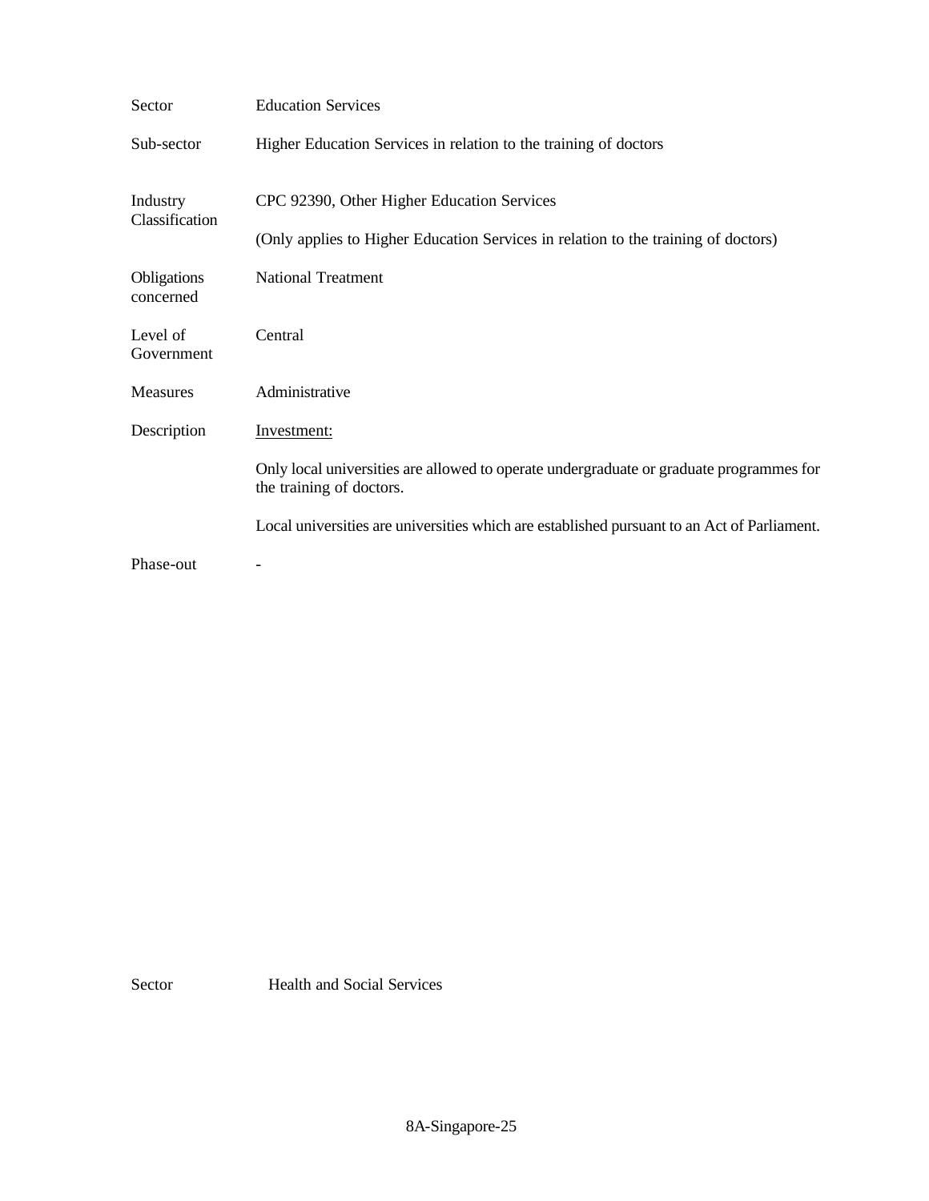| | |
|---|---|
| Sector | Education Services |
| Sub-sector | Higher Education Services in relation to the training of doctors |
| Industry Classification | CPC 92390, Other Higher Education Services<br><br>(Only applies to Higher Education Services in relation to the training of doctors) |
| Obligations concerned | National Treatment |
| Level of Government | Central |
| Measures | Administrative |
| Description | <u>Investment:</u><br><br>Only local universities are allowed to operate undergraduate or graduate programmes for the training of doctors.<br><br>Local universities are universities which are established pursuant to an Act of Parliament. |
| Phase-out | - |

| | |
|---|---|
| Sector | Health and Social Services |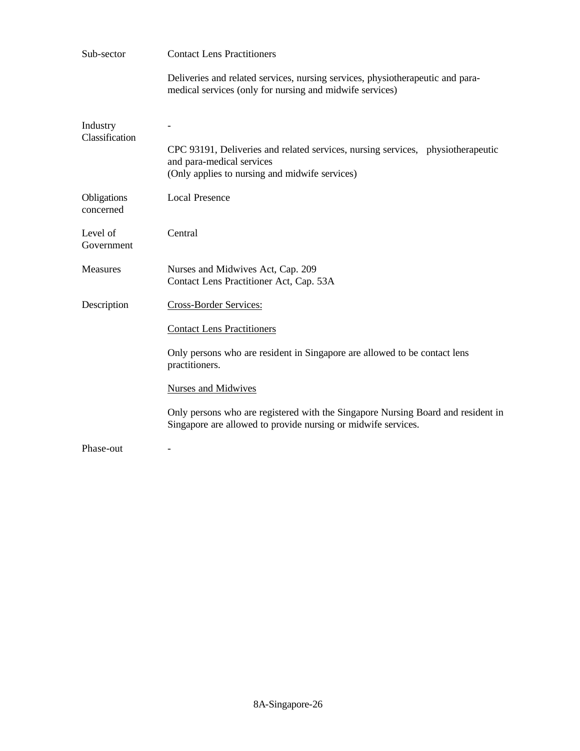| | |
|---|---|
| Sub-sector | Contact Lens Practitioners<br><br>Deliveries and related services, nursing services, physiotherapeutic and para-medical services (only for nursing and midwife services) |
| Industry Classification | -<br><br>CPC 93191, Deliveries and related services, nursing services, physiotherapeutic and para-medical services<br>(Only applies to nursing and midwife services) |
| Obligations concerned | Local Presence |
| Level of Government | Central |
| Measures | Nurses and Midwives Act, Cap. 209<br>Contact Lens Practitioner Act, Cap. 53A |
| Description | <u>Cross-Border Services:</u><br><br><u>Contact Lens Practitioners</u><br><br>Only persons who are resident in Singapore are allowed to be contact lens practitioners.<br><br><u>Nurses and Midwives</u><br><br>Only persons who are registered with the Singapore Nursing Board and resident in Singapore are allowed to provide nursing or midwife services. |
| Phase-out | - |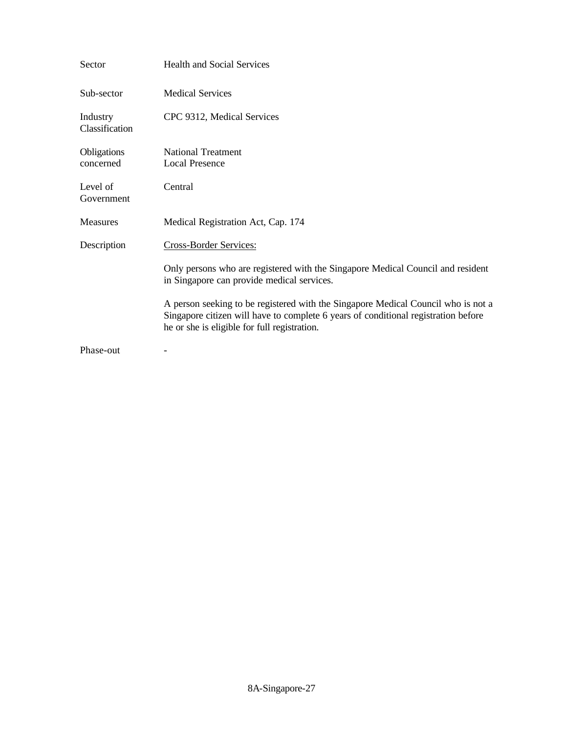| | |
|---|---|
| Sector | Health and Social Services |
| Sub-sector | Medical Services |
| Industry Classification | CPC 9312, Medical Services |
| Obligations concerned | National Treatment<br>Local Presence |
| Level of Government | Central |
| Measures | Medical Registration Act, Cap. 174 |
| Description | Cross-Border Services:<br><br>Only persons who are registered with the Singapore Medical Council and resident in Singapore can provide medical services.<br><br>A person seeking to be registered with the Singapore Medical Council who is not a Singapore citizen will have to complete 6 years of conditional registration before he or she is eligible for full registration. |
| Phase-out | - |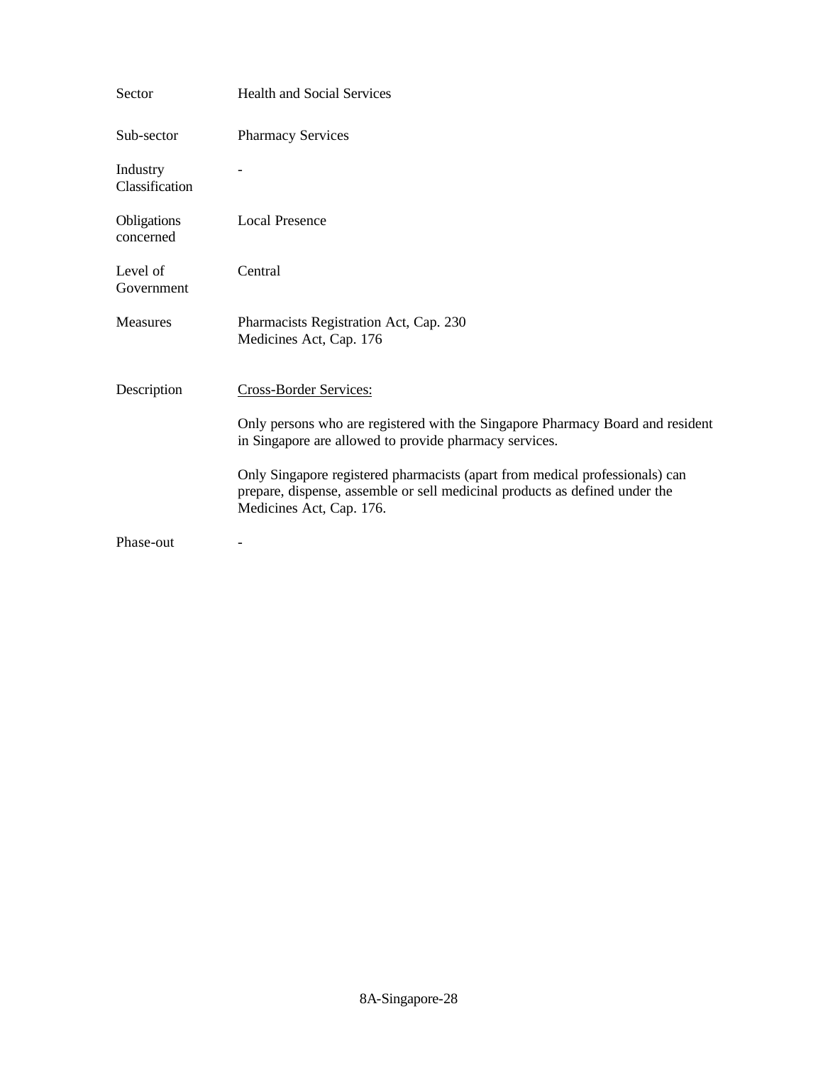| | |
|---|---|
| Sector | Health and Social Services |
| Sub-sector | Pharmacy Services |
| Industry Classification | - |
| Obligations concerned | Local Presence |
| Level of Government | Central |
| Measures | Pharmacists Registration Act, Cap. 230<br>Medicines Act, Cap. 176 |
| Description | <u>Cross-Border Services:</u><br><br>Only persons who are registered with the Singapore Pharmacy Board and resident in Singapore are allowed to provide pharmacy services.<br><br>Only Singapore registered pharmacists (apart from medical professionals) can prepare, dispense, assemble or sell medicinal products as defined under the Medicines Act, Cap. 176. |
| Phase-out | - |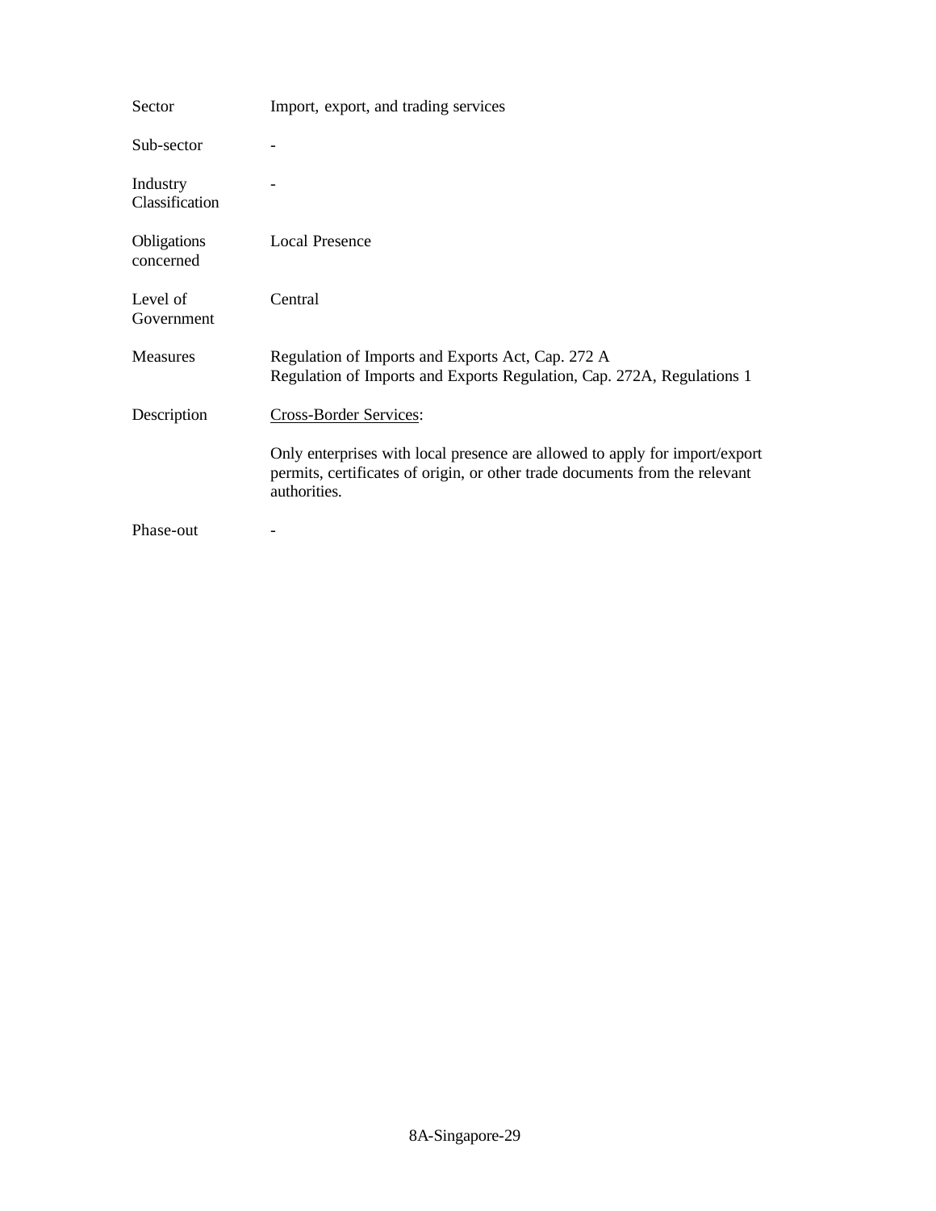| | |
|---|---|
| Sector | Import, export, and trading services |
| Sub-sector | - |
| Industry Classification | - |
| Obligations concerned | Local Presence |
| Level of Government | Central |
| Measures | Regulation of Imports and Exports Act, Cap. 272 A<br>Regulation of Imports and Exports Regulation, Cap. 272A, Regulations 1 |
| Description | <u>Cross-Border Services</u>:<br><br>Only enterprises with local presence are allowed to apply for import/export permits, certificates of origin, or other trade documents from the relevant authorities. |
| Phase-out | - |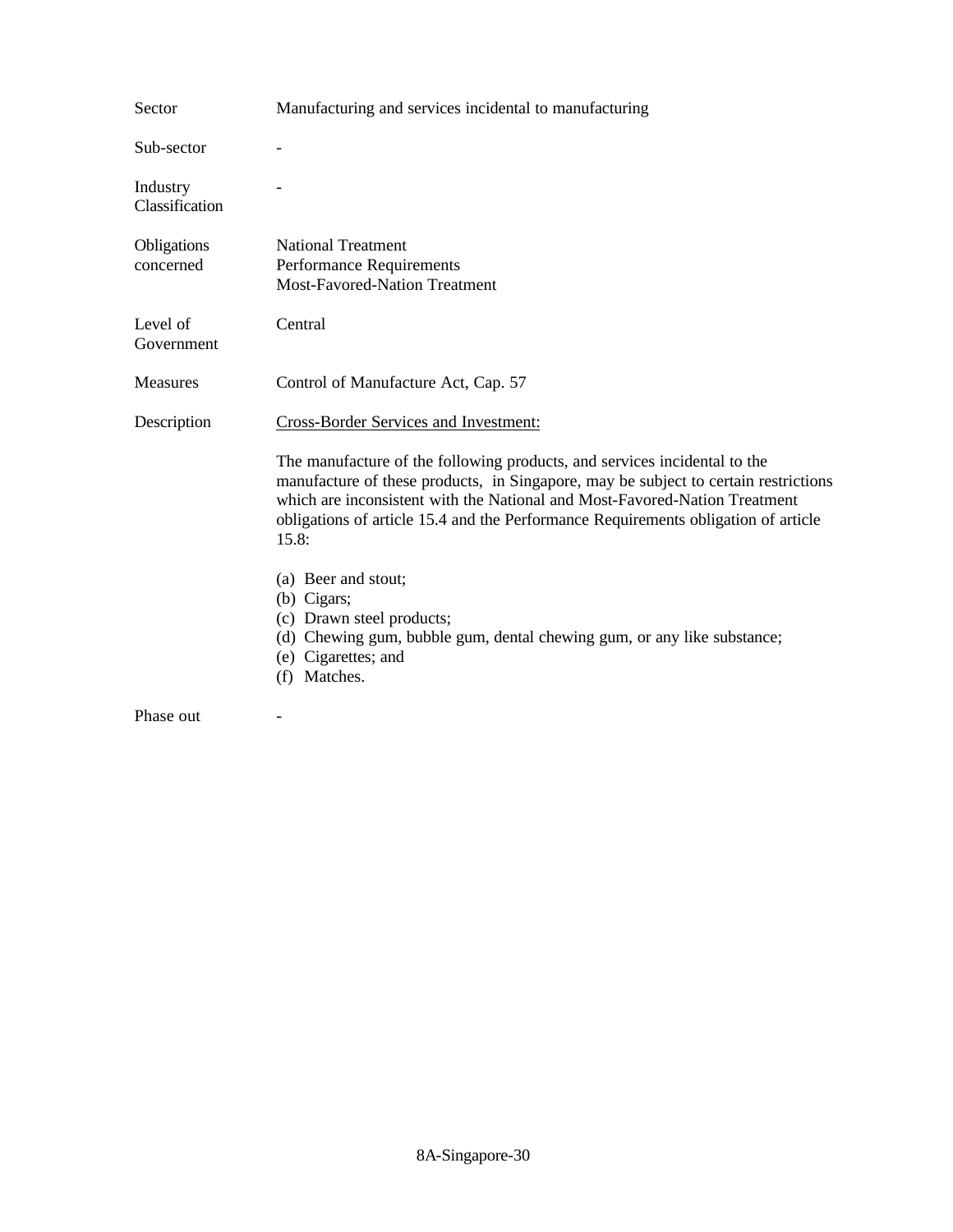| | |
|---|---|
| Sector | Manufacturing and services incidental to manufacturing |
| Sub-sector | - |
| Industry Classification | - |
| Obligations concerned | National Treatment<br>Performance Requirements<br>Most-Favored-Nation Treatment |
| Level of Government | Central |
| Measures | Control of Manufacture Act, Cap. 57 |
| Description | Cross-Border Services and Investment:<br><br>The manufacture of the following products, and services incidental to the manufacture of these products, in Singapore, may be subject to certain restrictions which are inconsistent with the National and Most-Favored-Nation Treatment obligations of article 15.4 and the Performance Requirements obligation of article 15.8:<br><br>(a) Beer and stout;<br>(b) Cigars;<br>(c) Drawn steel products;<br>(d) Chewing gum, bubble gum, dental chewing gum, or any like substance;<br>(e) Cigarettes; and<br>(f) Matches. |
| Phase out | - |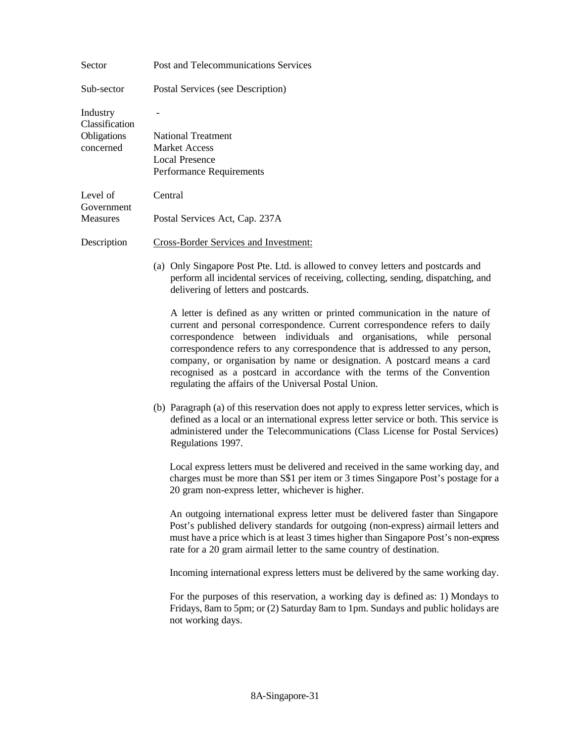| | |
|---|---|
| Sector | Post and Telecommunications Services |
| Sub-sector | Postal Services (see Description) |
| Industry Classification | - |
| Obligations concerned | National Treatment<br>Market Access<br>Local Presence<br>Performance Requirements |
| Level of Government | Central |
| Measures | Postal Services Act, Cap. 237A |

Description

Cross-Border Services and Investment:

(a) Only Singapore Post Pte. Ltd. is allowed to convey letters and postcards and perform all incidental services of receiving, collecting, sending, dispatching, and delivering of letters and postcards.

A letter is defined as any written or printed communication in the nature of current and personal correspondence. Current correspondence refers to daily correspondence between individuals and organisations, while personal correspondence refers to any correspondence that is addressed to any person, company, or organisation by name or designation. A postcard means a card recognised as a postcard in accordance with the terms of the Convention regulating the affairs of the Universal Postal Union.

(b) Paragraph (a) of this reservation does not apply to express letter services, which is defined as a local or an international express letter service or both. This service is administered under the Telecommunications (Class License for Postal Services) Regulations 1997.

Local express letters must be delivered and received in the same working day, and charges must be more than S$1 per item or 3 times Singapore Post's postage for a 20 gram non-express letter, whichever is higher.

An outgoing international express letter must be delivered faster than Singapore Post's published delivery standards for outgoing (non-express) airmail letters and must have a price which is at least 3 times higher than Singapore Post's non-express rate for a 20 gram airmail letter to the same country of destination.

Incoming international express letters must be delivered by the same working day.

For the purposes of this reservation, a working day is defined as: 1) Mondays to Fridays, 8am to 5pm; or (2) Saturday 8am to 1pm. Sundays and public holidays are not working days.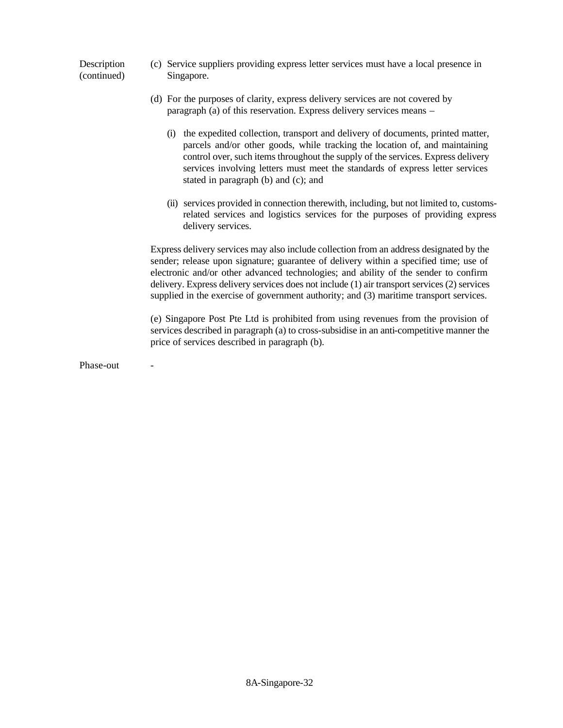| | |
|---|---|
| Description (continued) | (c) Service suppliers providing express letter services must have a local presence in Singapore.<br><br>(d) For the purposes of clarity, express delivery services are not covered by paragraph (a) of this reservation. Express delivery services means –<br><br>(i) the expedited collection, transport and delivery of documents, printed matter, parcels and/or other goods, while tracking the location of, and maintaining control over, such items throughout the supply of the services. Express delivery services involving letters must meet the standards of express letter services stated in paragraph (b) and (c); and<br><br>(ii) services provided in connection therewith, including, but not limited to, customs-related services and logistics services for the purposes of providing express delivery services.<br><br>Express delivery services may also include collection from an address designated by the sender; release upon signature; guarantee of delivery within a specified time; use of electronic and/or other advanced technologies; and ability of the sender to confirm delivery. Express delivery services does not include (1) air transport services (2) services supplied in the exercise of government authority; and (3) maritime transport services.<br><br>(e) Singapore Post Pte Ltd is prohibited from using revenues from the provision of services described in paragraph (a) to cross-subsidise in an anti-competitive manner the price of services described in paragraph (b). |
| Phase-out | - |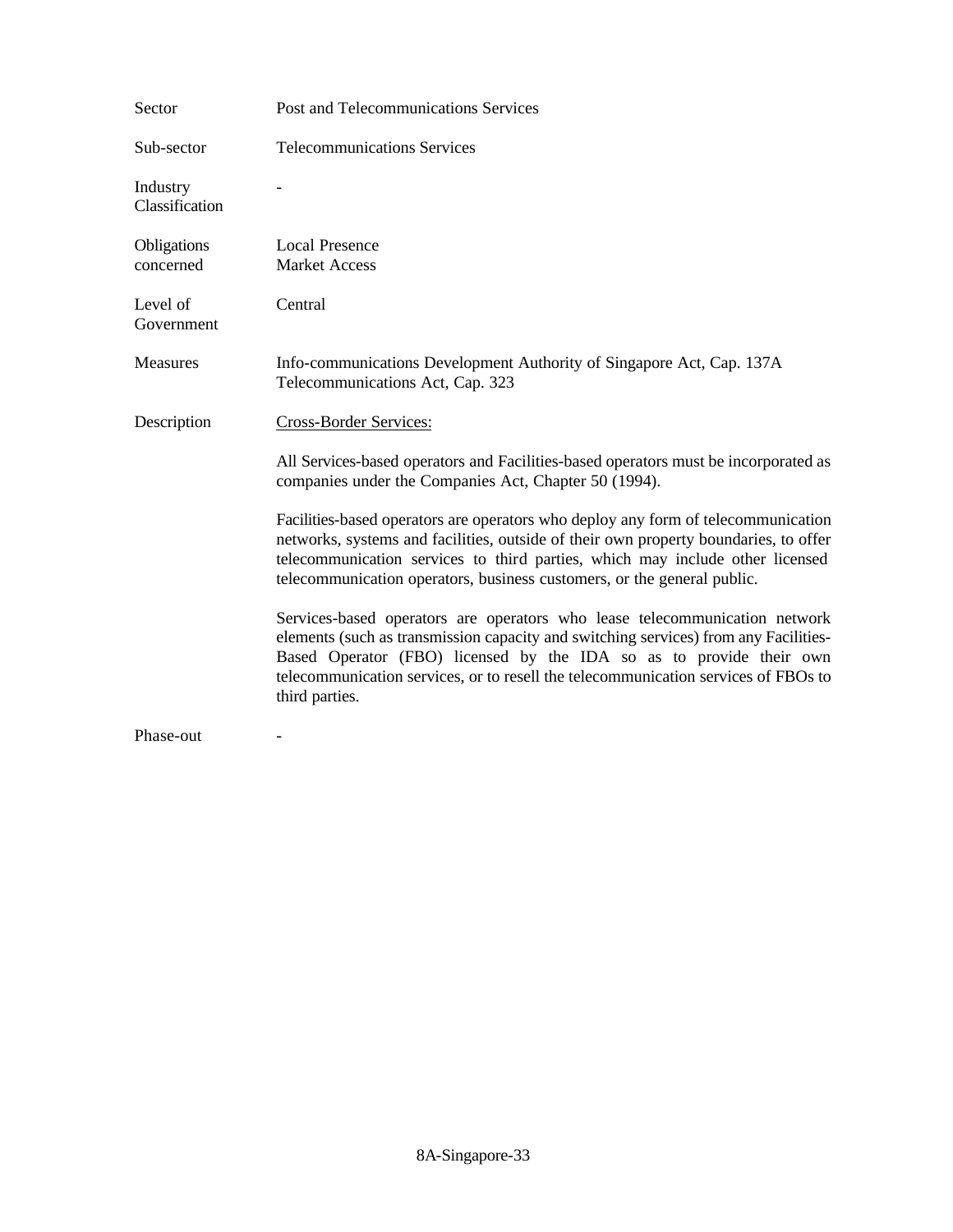| | |
|---|---|
| Sector | Post and Telecommunications Services |
| Sub-sector | Telecommunications Services |
| Industry Classification | - |
| Obligations concerned | Local Presence<br>Market Access |
| Level of Government | Central |
| Measures | Info-communications Development Authority of Singapore Act, Cap. 137A<br>Telecommunications Act, Cap. 323 |
| Description | Cross-Border Services:<br><br>All Services-based operators and Facilities-based operators must be incorporated as companies under the Companies Act, Chapter 50 (1994).<br><br>Facilities-based operators are operators who deploy any form of telecommunication networks, systems and facilities, outside of their own property boundaries, to offer telecommunication services to third parties, which may include other licensed telecommunication operators, business customers, or the general public.<br><br>Services-based operators are operators who lease telecommunication network elements (such as transmission capacity and switching services) from any Facilities-Based Operator (FBO) licensed by the IDA so as to provide their own telecommunication services, or to resell the telecommunication services of FBOs to third parties. |
| Phase-out | - |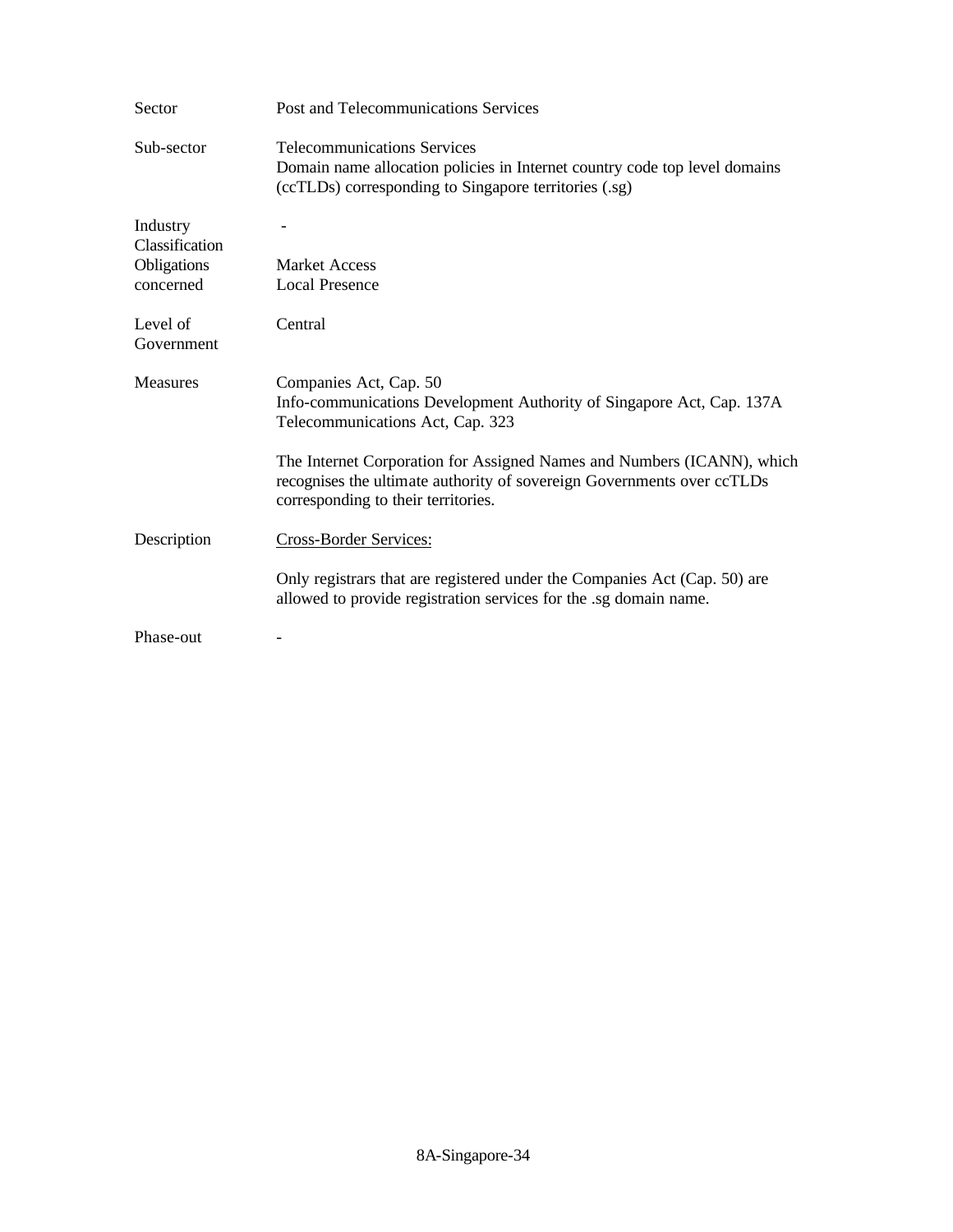| | |
|---|---|
| Sector | Post and Telecommunications Services |
| Sub-sector | Telecommunications Services<br>Domain name allocation policies in Internet country code top level domains (ccTLDs) corresponding to Singapore territories (.sg) |
| Industry Classification | - |
| Obligations concerned | Market Access<br>Local Presence |
| Level of Government | Central |
| Measures | Companies Act, Cap. 50<br>Info-communications Development Authority of Singapore Act, Cap. 137A<br>Telecommunications Act, Cap. 323<br><br>The Internet Corporation for Assigned Names and Numbers (ICANN), which recognises the ultimate authority of sovereign Governments over ccTLDs corresponding to their territories. |
| Description | <u>Cross-Border Services:</u><br><br>Only registrars that are registered under the Companies Act (Cap. 50) are allowed to provide registration services for the .sg domain name. |
| Phase-out | - |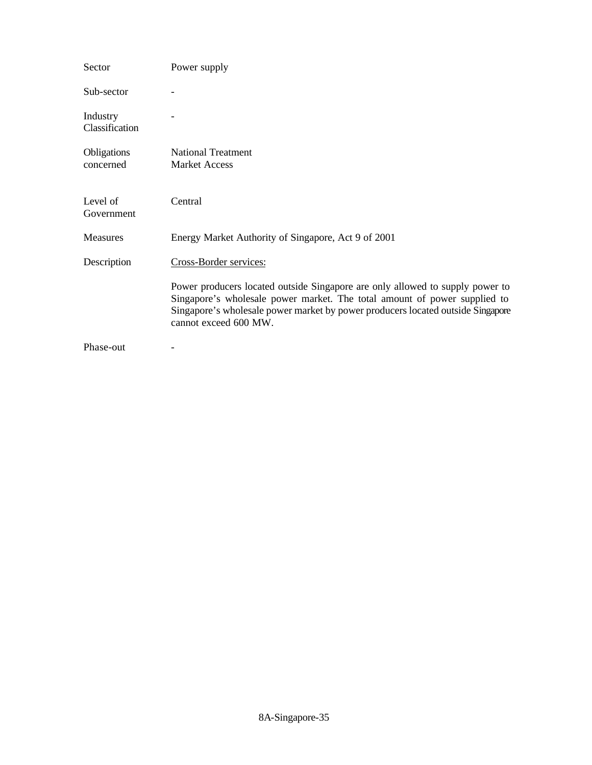| | |
|---|---|
| Sector | Power supply |
| Sub-sector | - |
| Industry Classification | - |
| Obligations concerned | National Treatment<br>Market Access |
| Level of Government | Central |
| Measures | Energy Market Authority of Singapore, Act 9 of 2001 |
| Description | Cross-Border services:<br><br>Power producers located outside Singapore are only allowed to supply power to Singapore's wholesale power market. The total amount of power supplied to Singapore's wholesale power market by power producers located outside Singapore cannot exceed 600 MW. |
| Phase-out | - |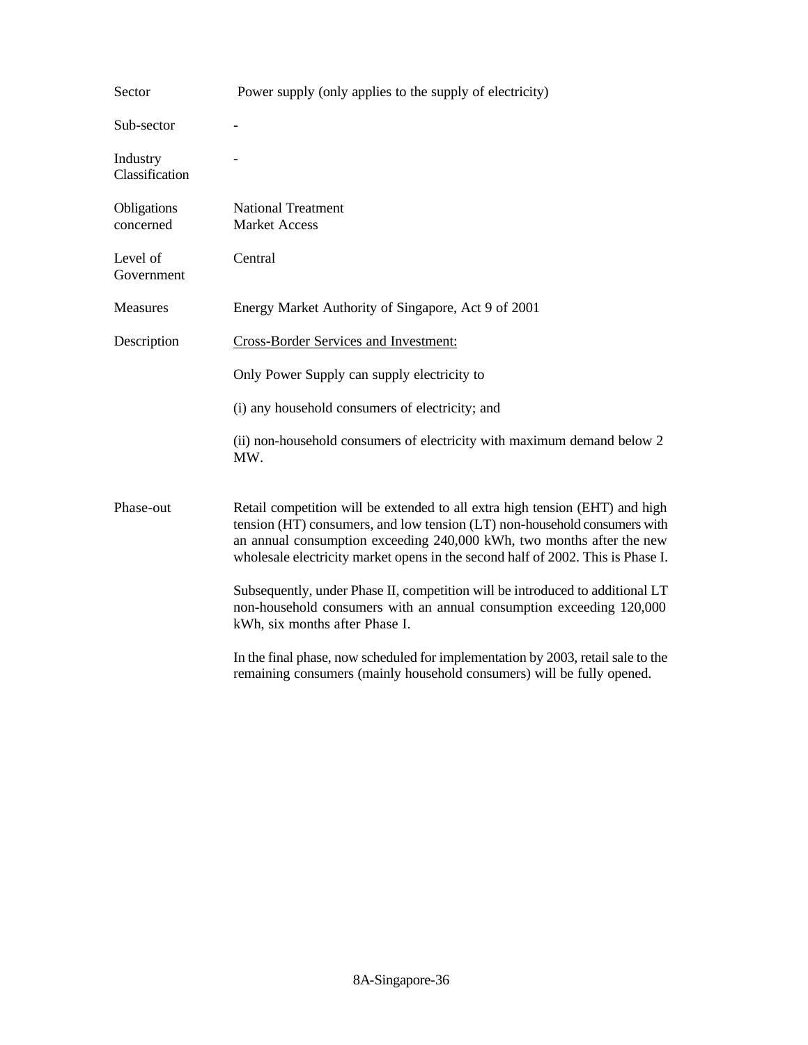| | |
|---|---|
| Sector | Power supply (only applies to the supply of electricity) |
| Sub-sector | - |
| Industry Classification | - |
| Obligations concerned | National Treatment<br>Market Access |
| Level of Government | Central |
| Measures | Energy Market Authority of Singapore, Act 9 of 2001 |
| Description | Cross-Border Services and Investment:<br><br>Only Power Supply can supply electricity to<br><br>(i) any household consumers of electricity; and<br><br>(ii) non-household consumers of electricity with maximum demand below 2 MW. |
| Phase-out | Retail competition will be extended to all extra high tension (EHT) and high tension (HT) consumers, and low tension (LT) non-household consumers with an annual consumption exceeding 240,000 kWh, two months after the new wholesale electricity market opens in the second half of 2002. This is Phase I.<br><br>Subsequently, under Phase II, competition will be introduced to additional LT non-household consumers with an annual consumption exceeding 120,000 kWh, six months after Phase I.<br><br>In the final phase, now scheduled for implementation by 2003, retail sale to the remaining consumers (mainly household consumers) will be fully opened. |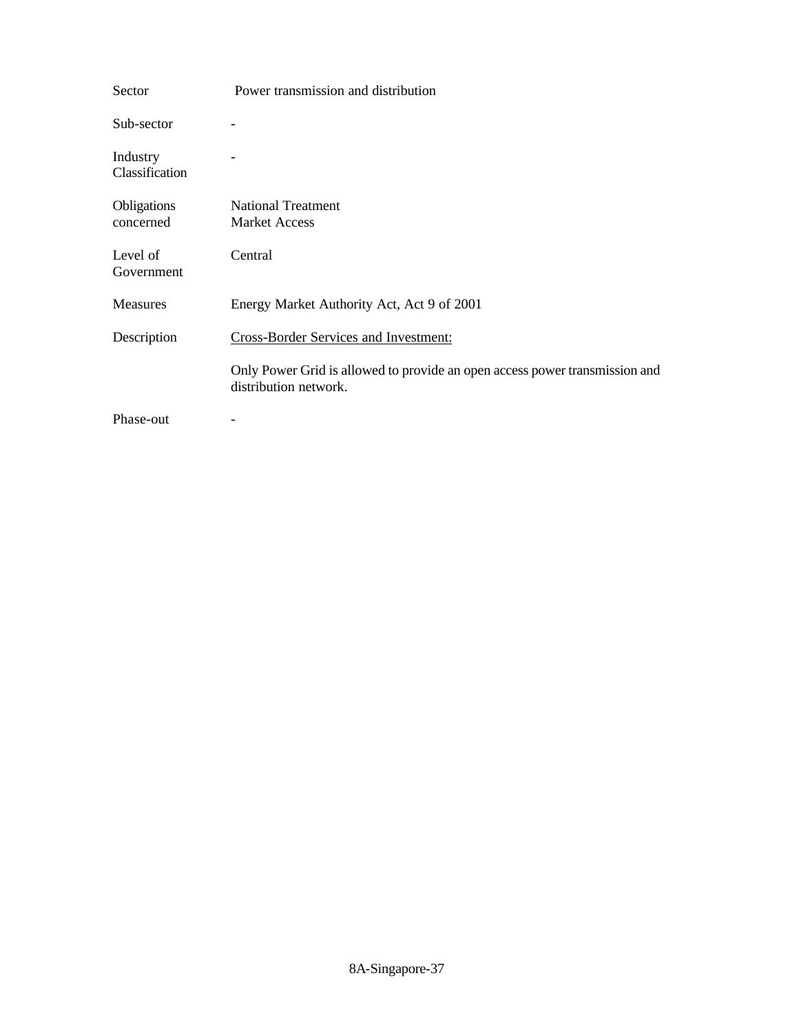| | |
|---|---|
| Sector | Power transmission and distribution |
| Sub-sector | - |
| Industry Classification | - |
| Obligations concerned | National Treatment<br>Market Access |
| Level of Government | Central |
| Measures | Energy Market Authority Act, Act 9 of 2001 |
| Description | <u>Cross-Border Services and Investment:</u><br><br>Only Power Grid is allowed to provide an open access power transmission and distribution network. |
| Phase-out | - |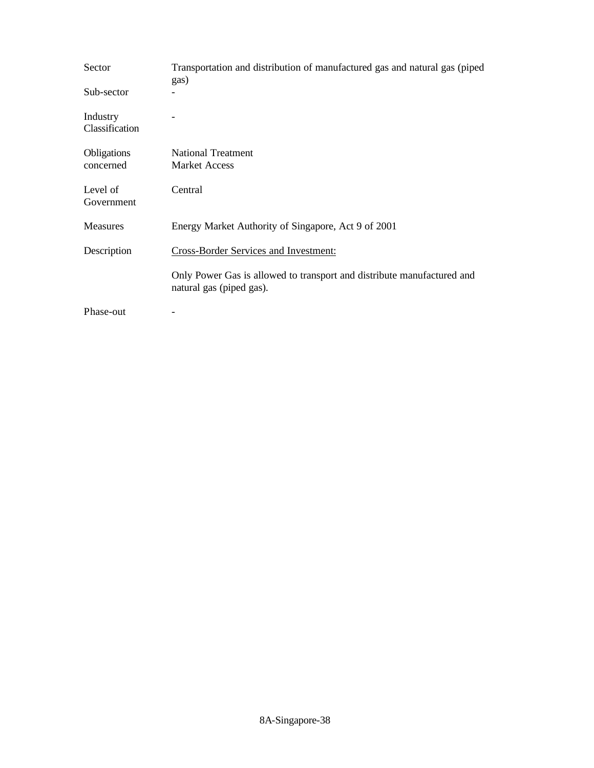| | |
|---|---|
| Sector | Transportation and distribution of manufactured gas and natural gas (piped gas) |
| Sub-sector | - |
| Industry Classification | - |
| Obligations concerned | National Treatment<br>Market Access |
| Level of Government | Central |
| Measures | Energy Market Authority of Singapore, Act 9 of 2001 |
| Description | <u>Cross-Border Services and Investment:</u><br><br>Only Power Gas is allowed to transport and distribute manufactured and natural gas (piped gas). |
| Phase-out | - |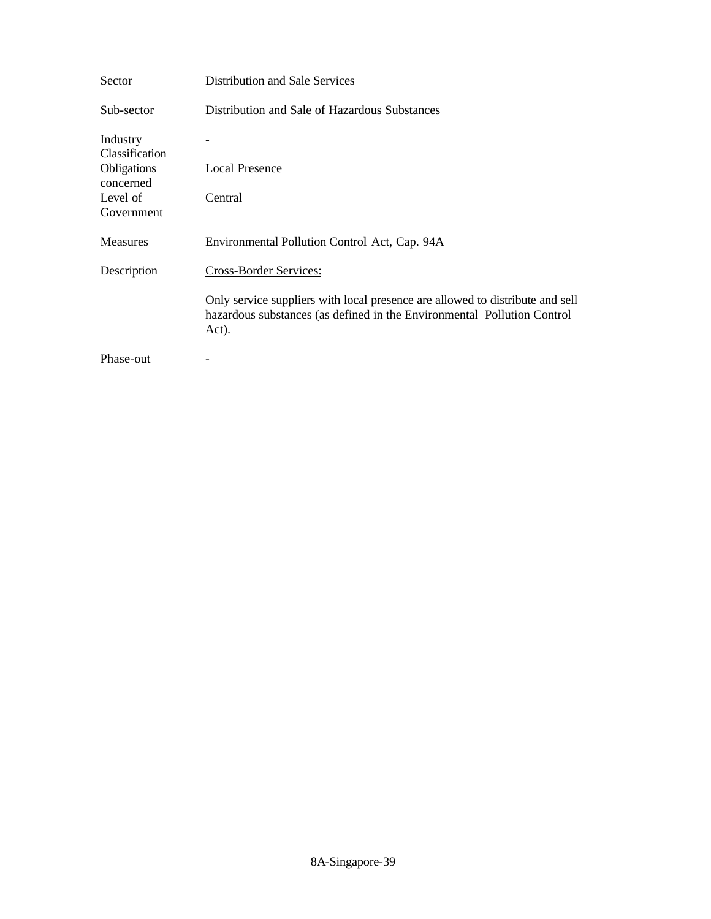| | |
|---|---|
| Sector | Distribution and Sale Services |
| Sub-sector | Distribution and Sale of Hazardous Substances |
| Industry Classification | - |
| Obligations concerned | Local Presence |
| Level of Government | Central |
| Measures | Environmental Pollution Control Act, Cap. 94A |
| Description | Cross-Border Services:<br><br>Only service suppliers with local presence are allowed to distribute and sell hazardous substances (as defined in the Environmental Pollution Control Act). |
| Phase-out | - |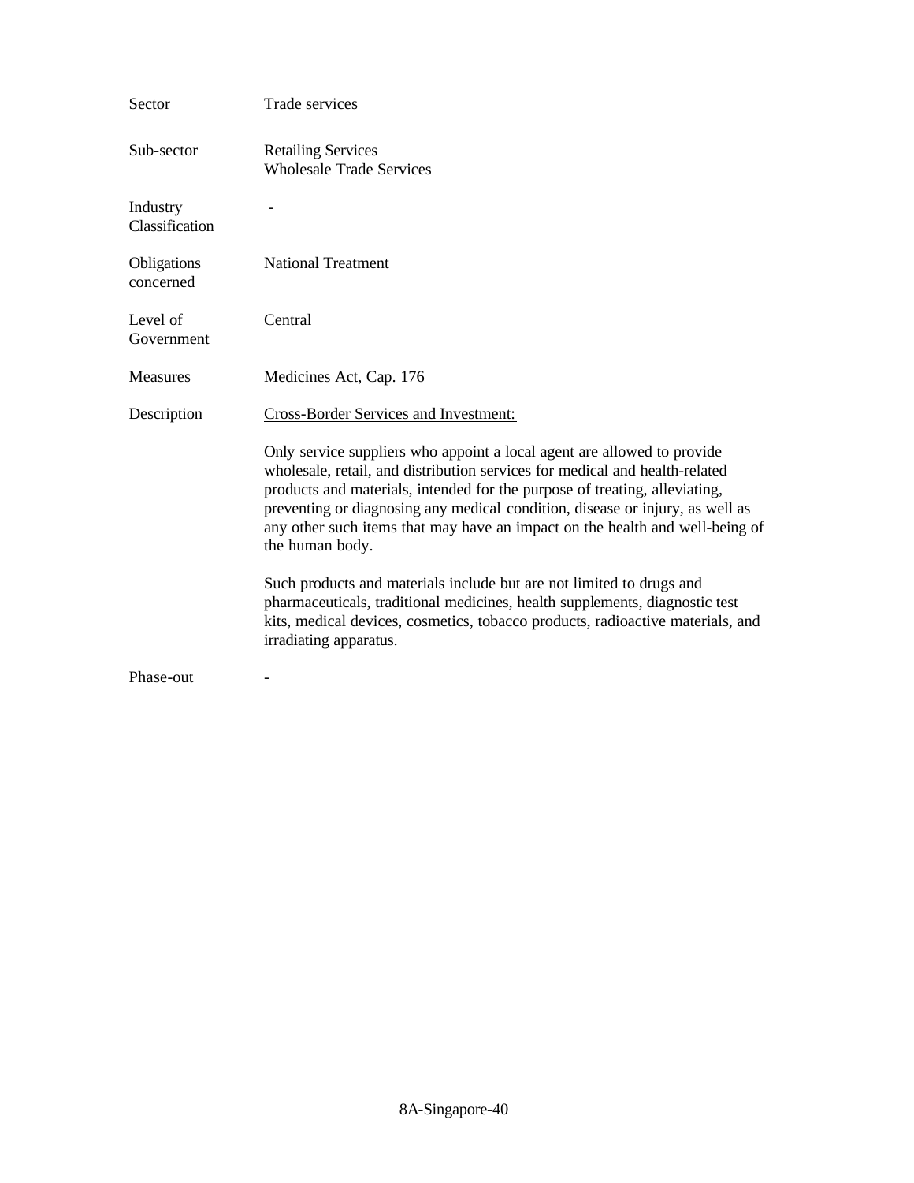| | |
|---|---|
| Sector | Trade services |
| Sub-sector | Retailing Services<br>Wholesale Trade Services |
| Industry Classification | - |
| Obligations concerned | National Treatment |
| Level of Government | Central |
| Measures | Medicines Act, Cap. 176 |
| Description | <u>Cross-Border Services and Investment:</u><br><br>Only service suppliers who appoint a local agent are allowed to provide wholesale, retail, and distribution services for medical and health-related products and materials, intended for the purpose of treating, alleviating, preventing or diagnosing any medical condition, disease or injury, as well as any other such items that may have an impact on the health and well-being of the human body.<br><br>Such products and materials include but are not limited to drugs and pharmaceuticals, traditional medicines, health supplements, diagnostic test kits, medical devices, cosmetics, tobacco products, radioactive materials, and irradiating apparatus. |
| Phase-out | - |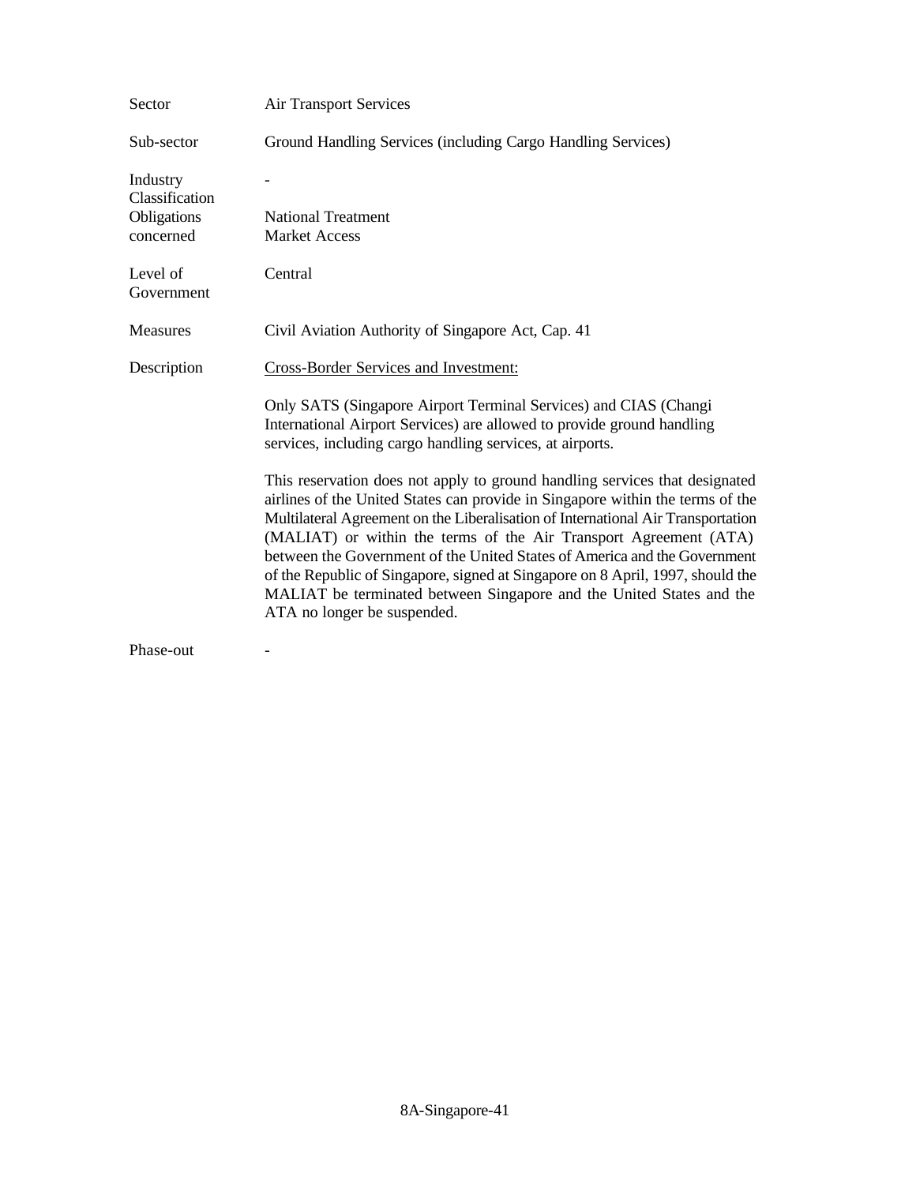| | |
|---|---|
| Sector | Air Transport Services |
| Sub-sector | Ground Handling Services (including Cargo Handling Services) |
| Industry Classification | - |
| Obligations concerned | National Treatment<br>Market Access |
| Level of Government | Central |
| Measures | Civil Aviation Authority of Singapore Act, Cap. 41 |
| Description | <u>Cross-Border Services and Investment:</u><br><br>Only SATS (Singapore Airport Terminal Services) and CIAS (Changi International Airport Services) are allowed to provide ground handling services, including cargo handling services, at airports.<br><br>This reservation does not apply to ground handling services that designated airlines of the United States can provide in Singapore within the terms of the Multilateral Agreement on the Liberalisation of International Air Transportation (MALIAT) or within the terms of the Air Transport Agreement (ATA) between the Government of the United States of America and the Government of the Republic of Singapore, signed at Singapore on 8 April, 1997, should the MALIAT be terminated between Singapore and the United States and the ATA no longer be suspended. |
| Phase-out | - |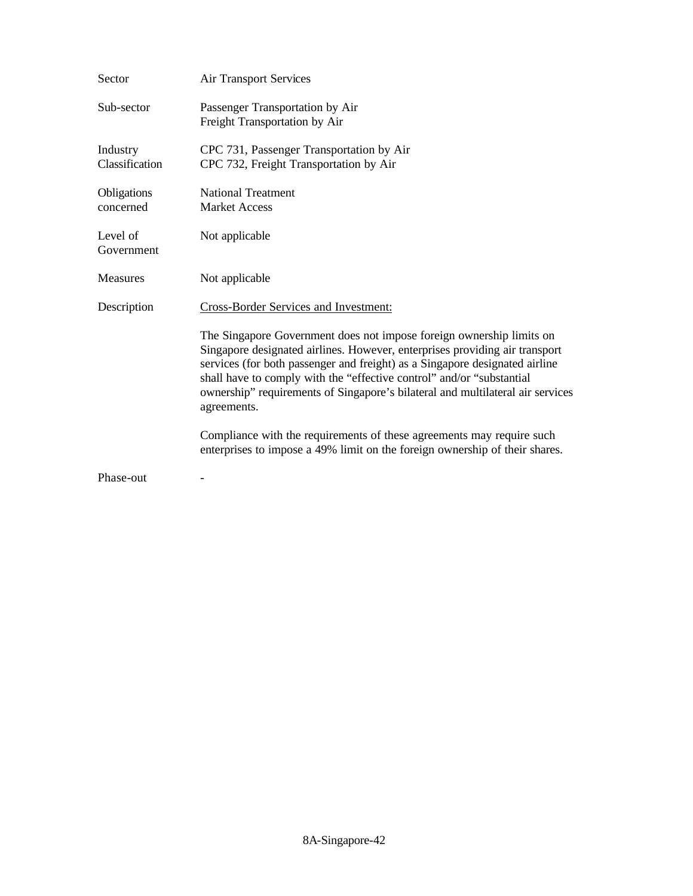| | |
|---|---|
| Sector | Air Transport Services |
| Sub-sector | Passenger Transportation by Air<br>Freight Transportation by Air |
| Industry Classification | CPC 731, Passenger Transportation by Air<br>CPC 732, Freight Transportation by Air |
| Obligations concerned | National Treatment<br>Market Access |
| Level of Government | Not applicable |
| Measures | Not applicable |
| Description | <u>Cross-Border Services and Investment:</u><br><br>The Singapore Government does not impose foreign ownership limits on Singapore designated airlines. However, enterprises providing air transport services (for both passenger and freight) as a Singapore designated airline shall have to comply with the "effective control" and/or "substantial ownership" requirements of Singapore's bilateral and multilateral air services agreements.<br><br>Compliance with the requirements of these agreements may require such enterprises to impose a 49% limit on the foreign ownership of their shares. |
| Phase-out | - |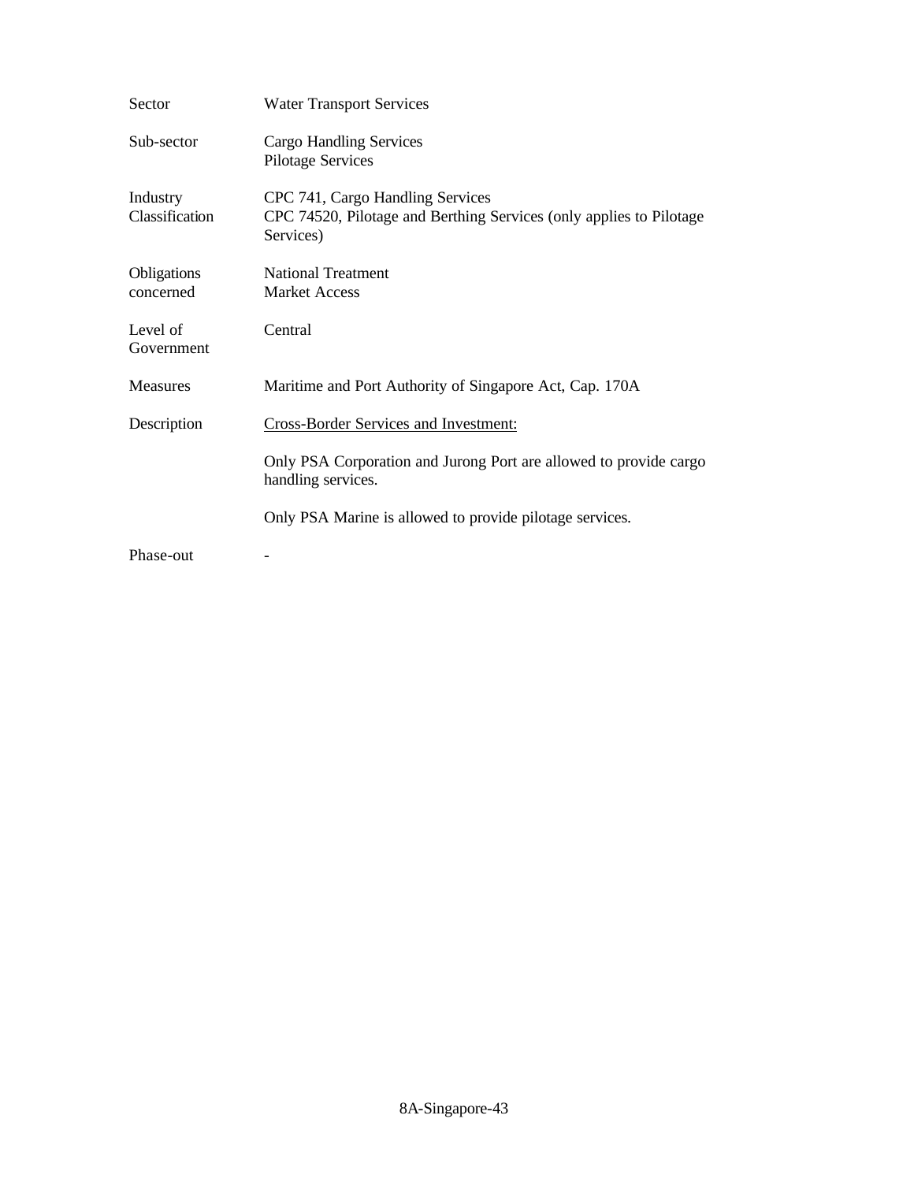| | |
|---|---|
| Sector | Water Transport Services |
| Sub-sector | Cargo Handling Services<br>Pilotage Services |
| Industry Classification | CPC 741, Cargo Handling Services<br>CPC 74520, Pilotage and Berthing Services (only applies to Pilotage Services) |
| Obligations concerned | National Treatment<br>Market Access |
| Level of Government | Central |
| Measures | Maritime and Port Authority of Singapore Act, Cap. 170A |
| Description | <u>Cross-Border Services and Investment:</u><br><br>Only PSA Corporation and Jurong Port are allowed to provide cargo handling services.<br><br>Only PSA Marine is allowed to provide pilotage services. |
| Phase-out | - |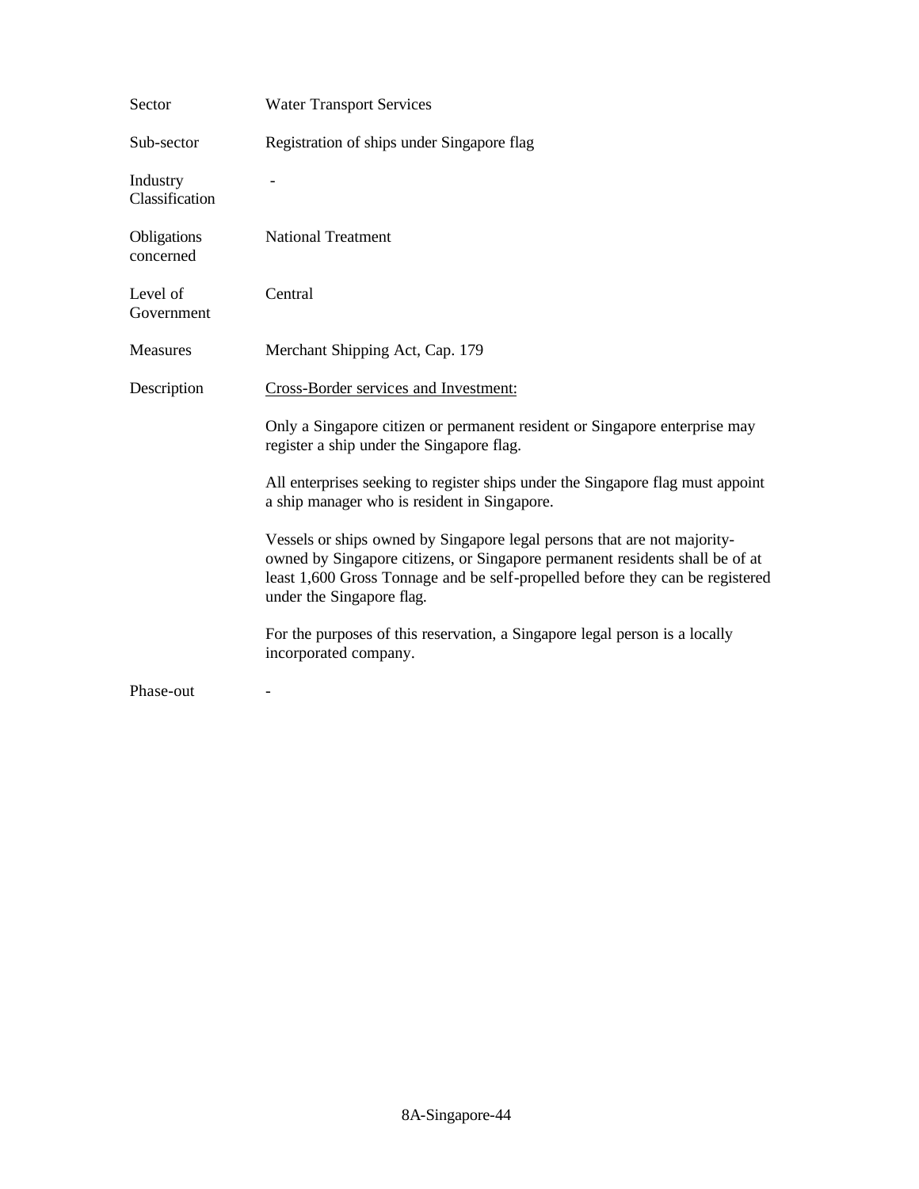| | |
|---|---|
| Sector | Water Transport Services |
| Sub-sector | Registration of ships under Singapore flag |
| Industry Classification | - |
| Obligations concerned | National Treatment |
| Level of Government | Central |
| Measures | Merchant Shipping Act, Cap. 179 |
| Description | Cross-Border services and Investment:<br><br>Only a Singapore citizen or permanent resident or Singapore enterprise may register a ship under the Singapore flag.<br><br>All enterprises seeking to register ships under the Singapore flag must appoint a ship manager who is resident in Singapore.<br><br>Vessels or ships owned by Singapore legal persons that are not majority-owned by Singapore citizens, or Singapore permanent residents shall be of at least 1,600 Gross Tonnage and be self-propelled before they can be registered under the Singapore flag.<br><br>For the purposes of this reservation, a Singapore legal person is a locally incorporated company. |
| Phase-out | - |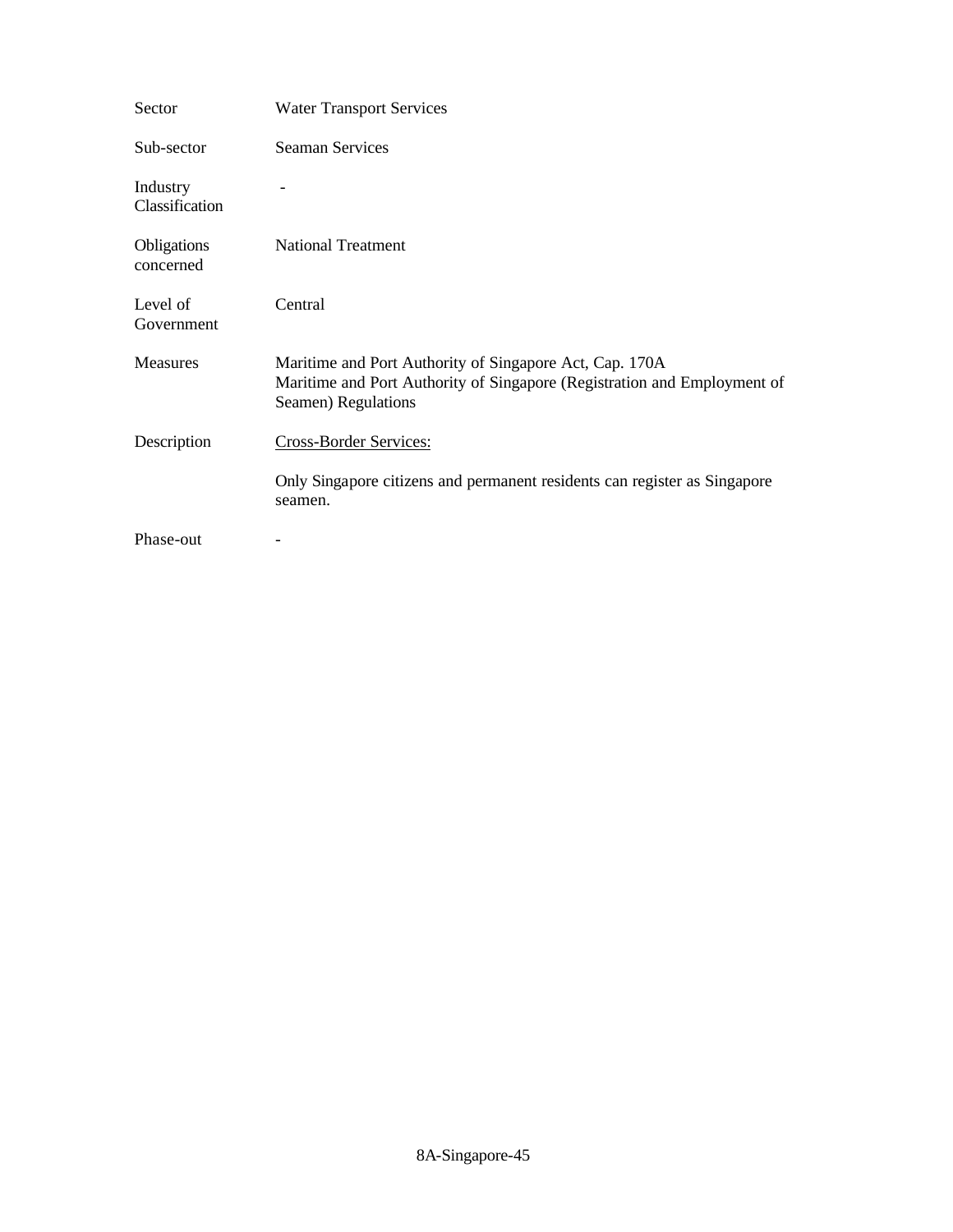| | |
|---|---|
| Sector | Water Transport Services |
| Sub-sector | Seaman Services |
| Industry Classification | - |
| Obligations concerned | National Treatment |
| Level of Government | Central |
| Measures | Maritime and Port Authority of Singapore Act, Cap. 170A<br>Maritime and Port Authority of Singapore (Registration and Employment of Seamen) Regulations |
| Description | Cross-Border Services:<br><br>Only Singapore citizens and permanent residents can register as Singapore seamen. |
| Phase-out | - |